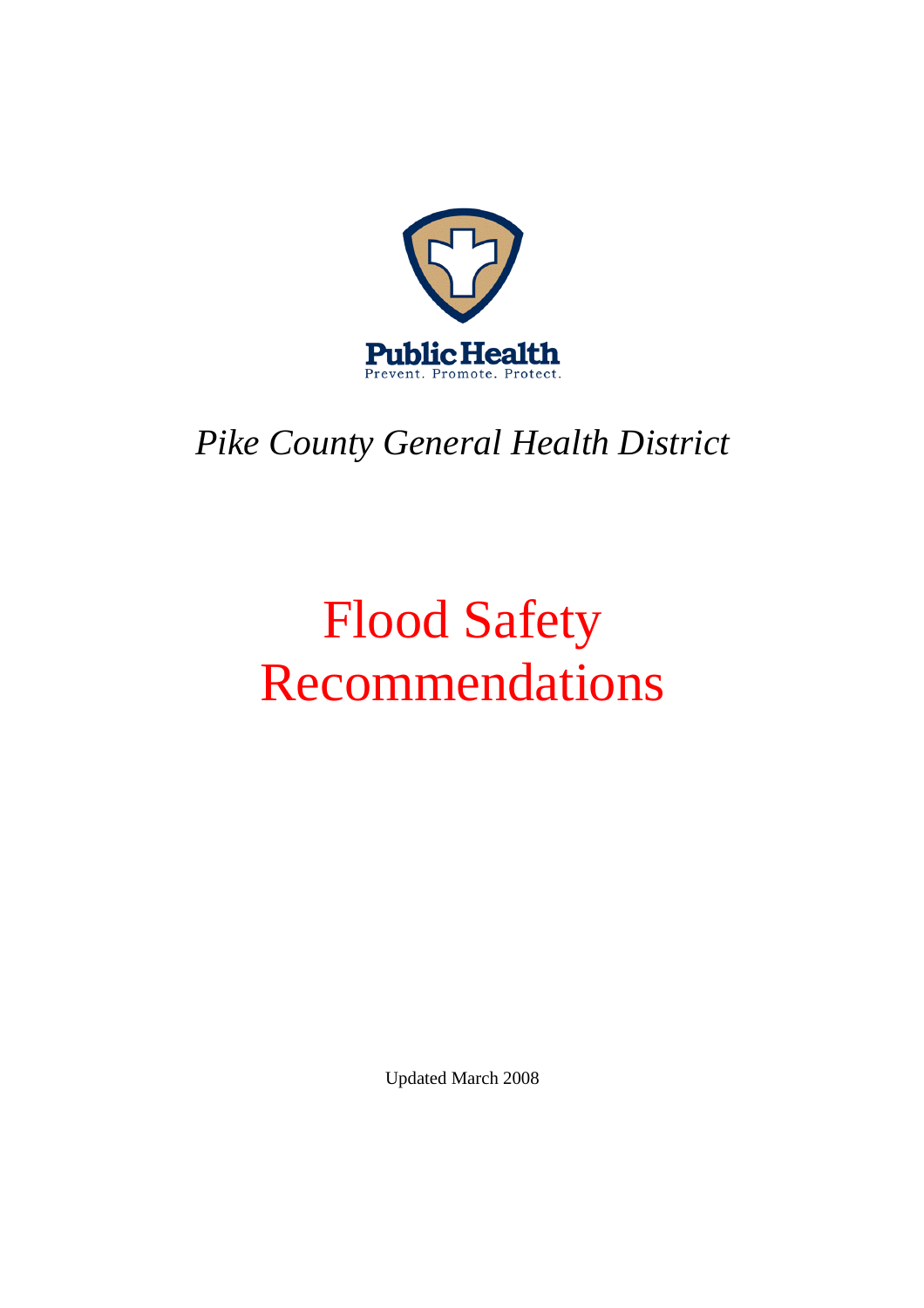Public Health

Prevent. Promote. Protect.

*Pike County General Health District*

# Flood Safety Recommendations

Updated March 2008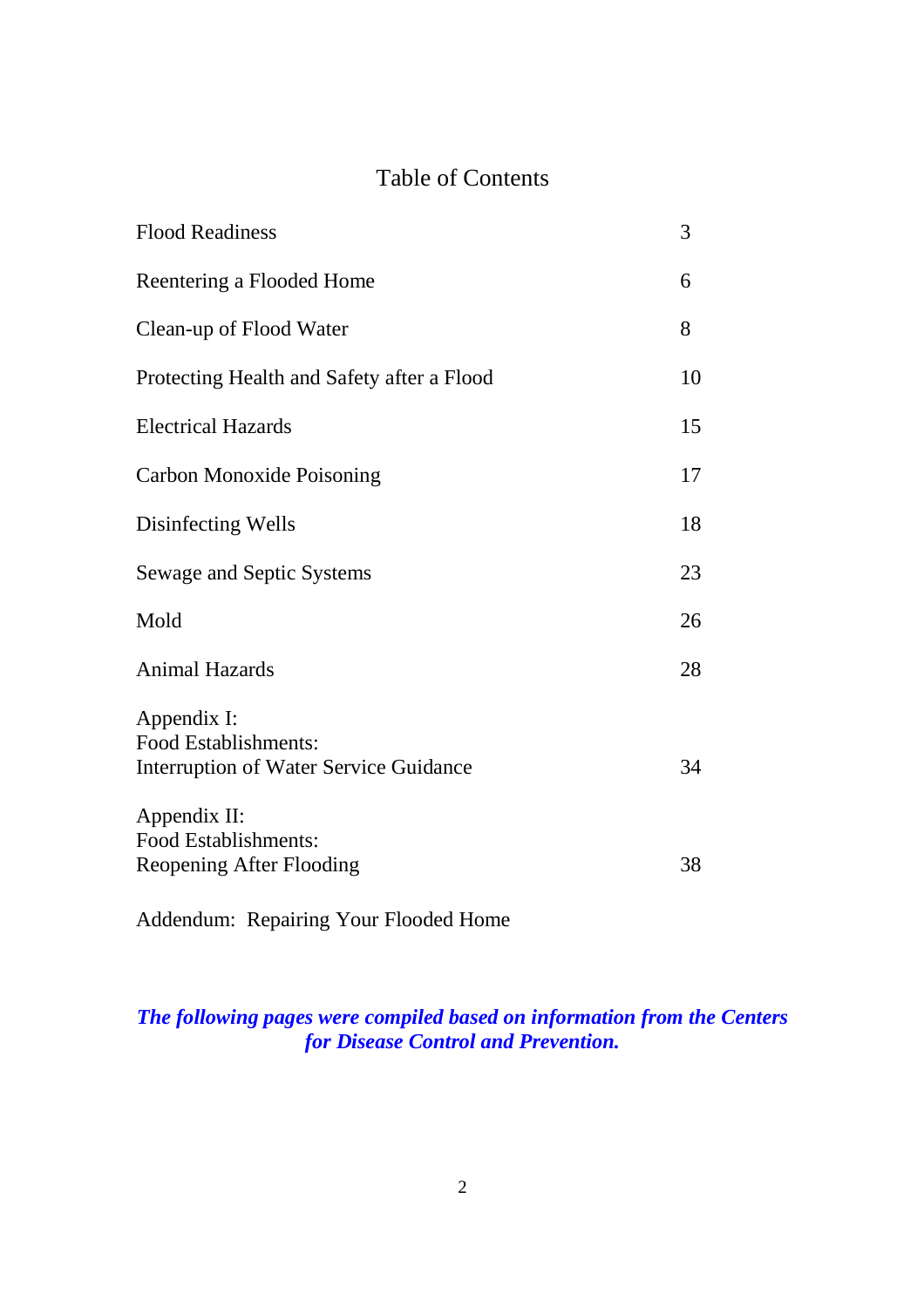# Table of Contents

| | |
|---|---|
| Flood Readiness | 3 |
| Reentering a Flooded Home | 6 |
| Clean-up of Flood Water | 8 |
| Protecting Health and Safety after a Flood | 10 |
| Electrical Hazards | 15 |
| Carbon Monoxide Poisoning | 17 |
| Disinfecting Wells | 18 |
| Sewage and Septic Systems | 23 |
| Mold | 26 |
| Animal Hazards | 28 |
| Appendix I: Food Establishments: Interruption of Water Service Guidance | 34 |
| Appendix II: Food Establishments: Reopening After Flooding | 38 |
| Addendum: Repairing Your Flooded Home | |

***The following pages were compiled based on information from the Centers for Disease Control and Prevention.***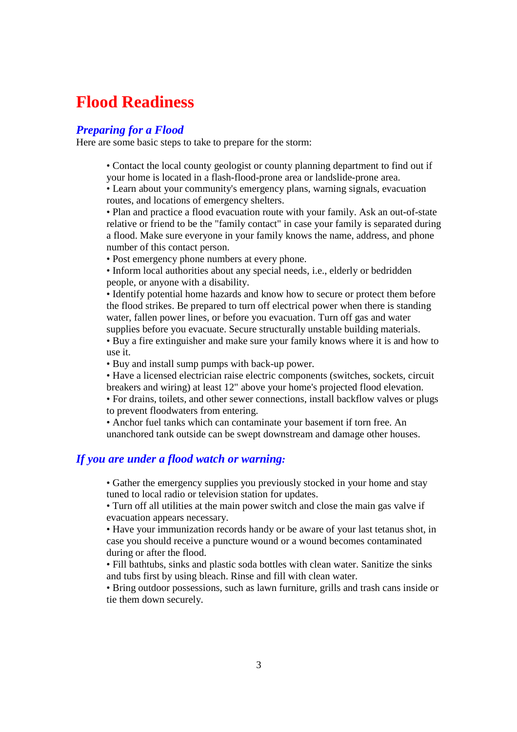# Flood Readiness

## *Preparing for a Flood*

Here are some basic steps to take to prepare for the storm:

- Contact the local county geologist or county planning department to find out if your home is located in a flash-flood-prone area or landslide-prone area.
- Learn about your community's emergency plans, warning signals, evacuation routes, and locations of emergency shelters.
- Plan and practice a flood evacuation route with your family. Ask an out-of-state relative or friend to be the "family contact" in case your family is separated during a flood. Make sure everyone in your family knows the name, address, and phone number of this contact person.
- Post emergency phone numbers at every phone.
- Inform local authorities about any special needs, i.e., elderly or bedridden people, or anyone with a disability.
- Identify potential home hazards and know how to secure or protect them before the flood strikes. Be prepared to turn off electrical power when there is standing water, fallen power lines, or before you evacuation. Turn off gas and water supplies before you evacuate. Secure structurally unstable building materials.
- Buy a fire extinguisher and make sure your family knows where it is and how to use it.
- Buy and install sump pumps with back-up power.
- Have a licensed electrician raise electric components (switches, sockets, circuit breakers and wiring) at least 12" above your home's projected flood elevation.
- For drains, toilets, and other sewer connections, install backflow valves or plugs to prevent floodwaters from entering.
- Anchor fuel tanks which can contaminate your basement if torn free. An unanchored tank outside can be swept downstream and damage other houses.

## *If you are under a flood watch or warning:*

- Gather the emergency supplies you previously stocked in your home and stay tuned to local radio or television station for updates.
- Turn off all utilities at the main power switch and close the main gas valve if evacuation appears necessary.
- Have your immunization records handy or be aware of your last tetanus shot, in case you should receive a puncture wound or a wound becomes contaminated during or after the flood.
- Fill bathtubs, sinks and plastic soda bottles with clean water. Sanitize the sinks and tubs first by using bleach. Rinse and fill with clean water.
- Bring outdoor possessions, such as lawn furniture, grills and trash cans inside or tie them down securely.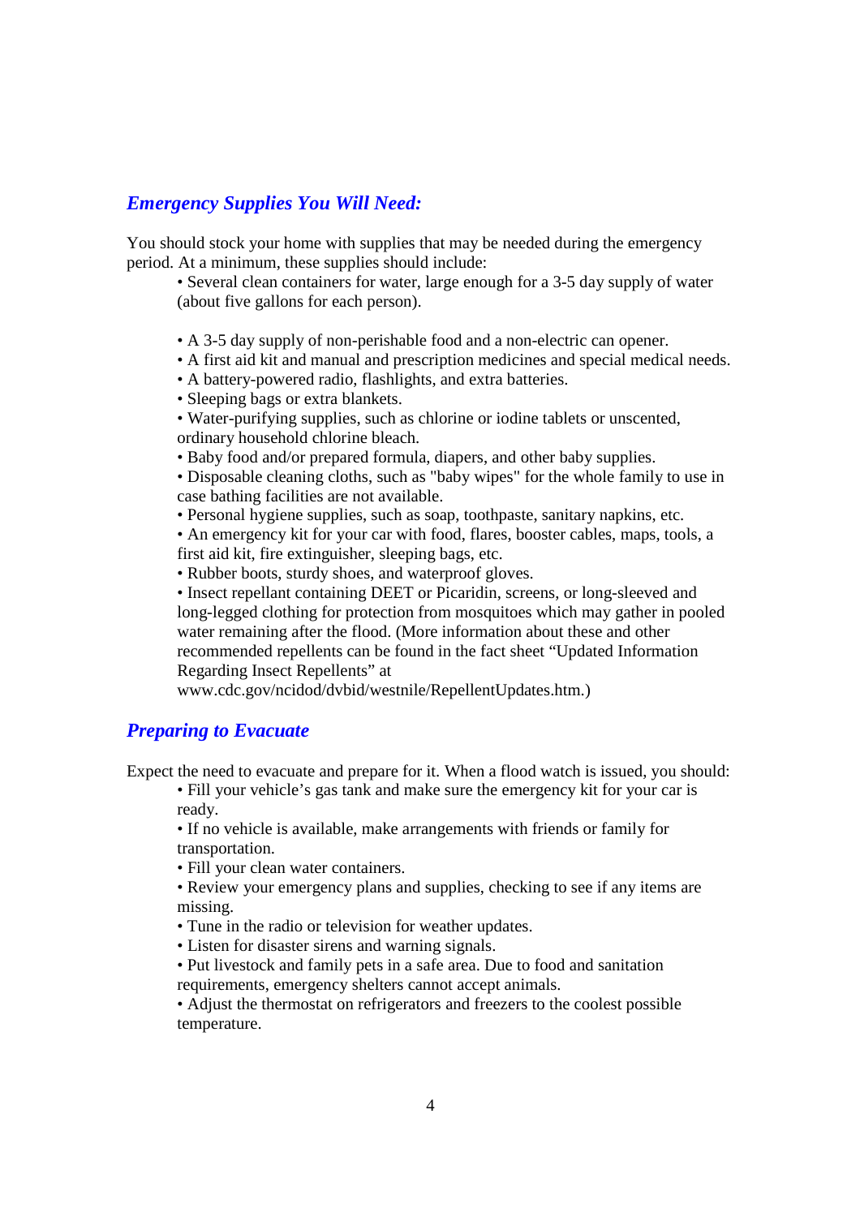## *Emergency Supplies You Will Need:*

You should stock your home with supplies that may be needed during the emergency period. At a minimum, these supplies should include:

- Several clean containers for water, large enough for a 3-5 day supply of water (about five gallons for each person).
- A 3-5 day supply of non-perishable food and a non-electric can opener.
- A first aid kit and manual and prescription medicines and special medical needs.
- A battery-powered radio, flashlights, and extra batteries.
- Sleeping bags or extra blankets.
- Water-purifying supplies, such as chlorine or iodine tablets or unscented, ordinary household chlorine bleach.
- Baby food and/or prepared formula, diapers, and other baby supplies.
- Disposable cleaning cloths, such as "baby wipes" for the whole family to use in case bathing facilities are not available.
- Personal hygiene supplies, such as soap, toothpaste, sanitary napkins, etc.
- An emergency kit for your car with food, flares, booster cables, maps, tools, a first aid kit, fire extinguisher, sleeping bags, etc.
- Rubber boots, sturdy shoes, and waterproof gloves.
- Insect repellant containing DEET or Picaridin, screens, or long-sleeved and long-legged clothing for protection from mosquitoes which may gather in pooled water remaining after the flood. (More information about these and other recommended repellents can be found in the fact sheet "Updated Information Regarding Insect Repellents" at www.cdc.gov/ncidod/dvbid/westnile/RepellentUpdates.htm.)

## *Preparing to Evacuate*

Expect the need to evacuate and prepare for it. When a flood watch is issued, you should:

- Fill your vehicle's gas tank and make sure the emergency kit for your car is ready.
- If no vehicle is available, make arrangements with friends or family for transportation.
- Fill your clean water containers.
- Review your emergency plans and supplies, checking to see if any items are missing.
- Tune in the radio or television for weather updates.
- Listen for disaster sirens and warning signals.
- Put livestock and family pets in a safe area. Due to food and sanitation requirements, emergency shelters cannot accept animals.
- Adjust the thermostat on refrigerators and freezers to the coolest possible temperature.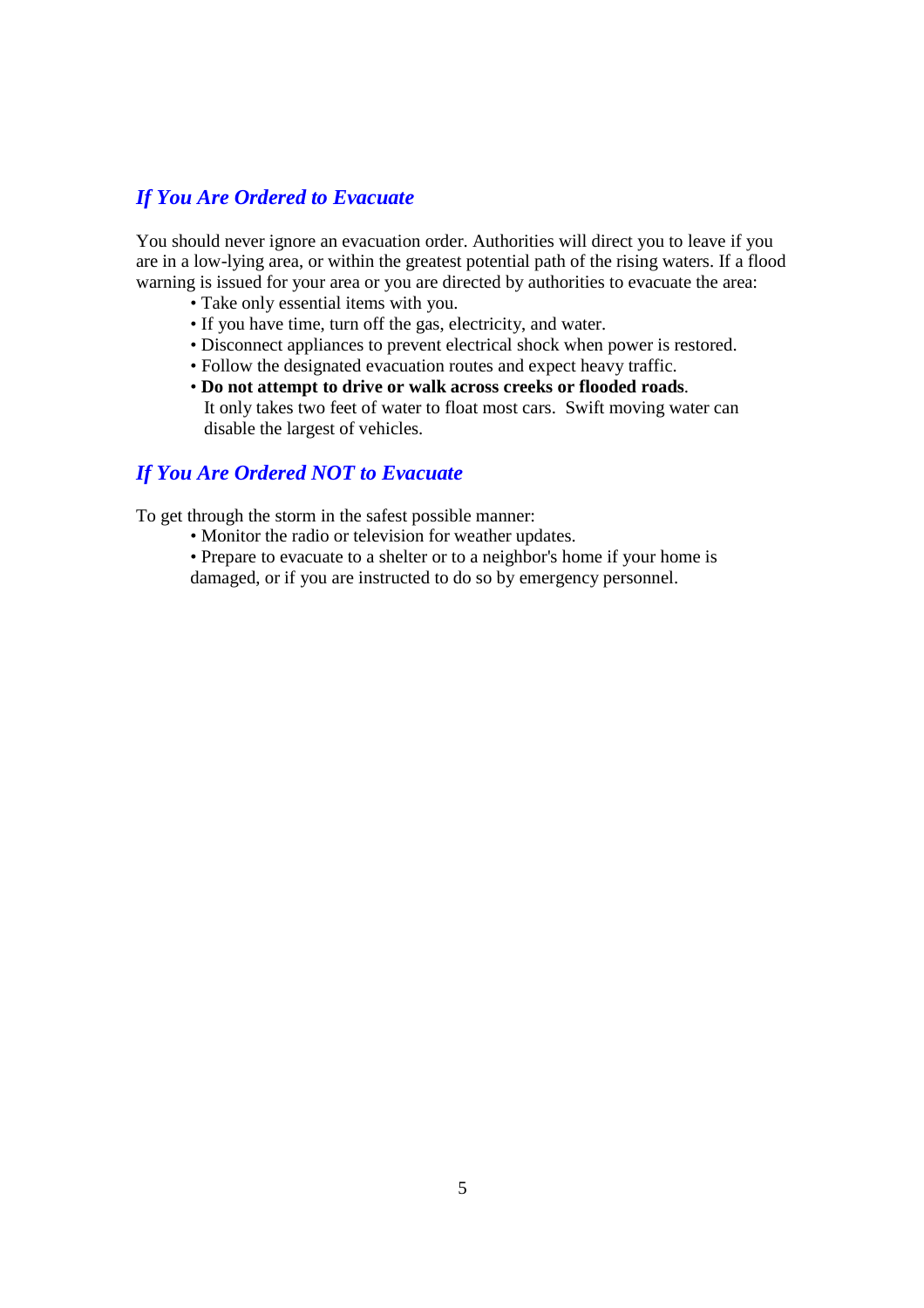## *If You Are Ordered to Evacuate*

You should never ignore an evacuation order. Authorities will direct you to leave if you are in a low-lying area, or within the greatest potential path of the rising waters. If a flood warning is issued for your area or you are directed by authorities to evacuate the area:

- Take only essential items with you.
- If you have time, turn off the gas, electricity, and water.
- Disconnect appliances to prevent electrical shock when power is restored.
- Follow the designated evacuation routes and expect heavy traffic.
- **Do not attempt to drive or walk across creeks or flooded roads**. It only takes two feet of water to float most cars. Swift moving water can disable the largest of vehicles.

## *If You Are Ordered NOT to Evacuate*

To get through the storm in the safest possible manner:

- Monitor the radio or television for weather updates.
- Prepare to evacuate to a shelter or to a neighbor's home if your home is damaged, or if you are instructed to do so by emergency personnel.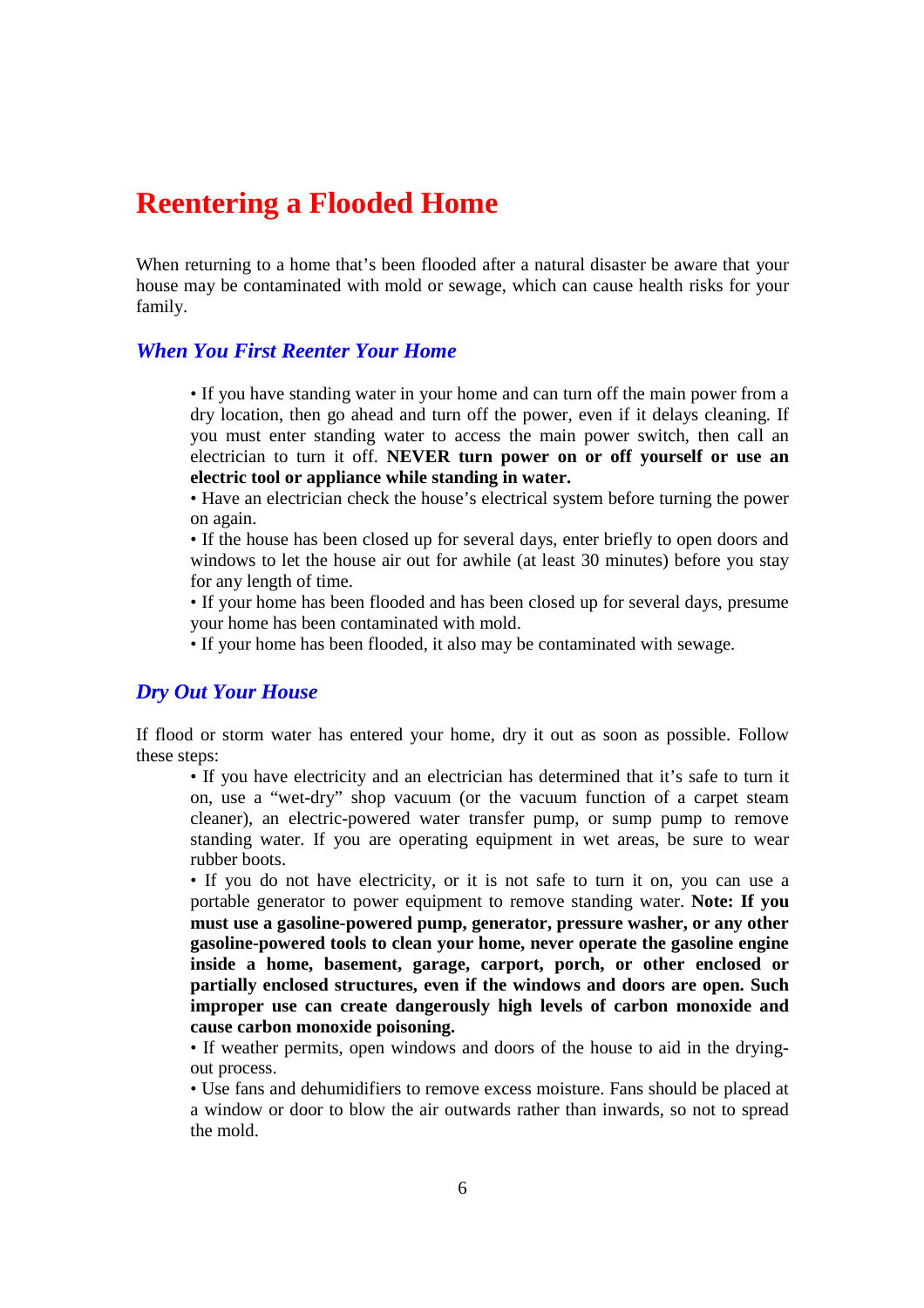# Reentering a Flooded Home

When returning to a home that's been flooded after a natural disaster be aware that your house may be contaminated with mold or sewage, which can cause health risks for your family.

## *When You First Reenter Your Home*

- If you have standing water in your home and can turn off the main power from a dry location, then go ahead and turn off the power, even if it delays cleaning. If you must enter standing water to access the main power switch, then call an electrician to turn it off. **NEVER turn power on or off yourself or use an electric tool or appliance while standing in water.**
- Have an electrician check the house's electrical system before turning the power on again.
- If the house has been closed up for several days, enter briefly to open doors and windows to let the house air out for awhile (at least 30 minutes) before you stay for any length of time.
- If your home has been flooded and has been closed up for several days, presume your home has been contaminated with mold.
- If your home has been flooded, it also may be contaminated with sewage.

## *Dry Out Your House*

If flood or storm water has entered your home, dry it out as soon as possible. Follow these steps:

- If you have electricity and an electrician has determined that it's safe to turn it on, use a "wet-dry" shop vacuum (or the vacuum function of a carpet steam cleaner), an electric-powered water transfer pump, or sump pump to remove standing water. If you are operating equipment in wet areas, be sure to wear rubber boots.
- If you do not have electricity, or it is not safe to turn it on, you can use a portable generator to power equipment to remove standing water. **Note: If you must use a gasoline-powered pump, generator, pressure washer, or any other gasoline-powered tools to clean your home, never operate the gasoline engine inside a home, basement, garage, carport, porch, or other enclosed or partially enclosed structures, even if the windows and doors are open. Such improper use can create dangerously high levels of carbon monoxide and cause carbon monoxide poisoning.**
- If weather permits, open windows and doors of the house to aid in the drying-out process.
- Use fans and dehumidifiers to remove excess moisture. Fans should be placed at a window or door to blow the air outwards rather than inwards, so not to spread the mold.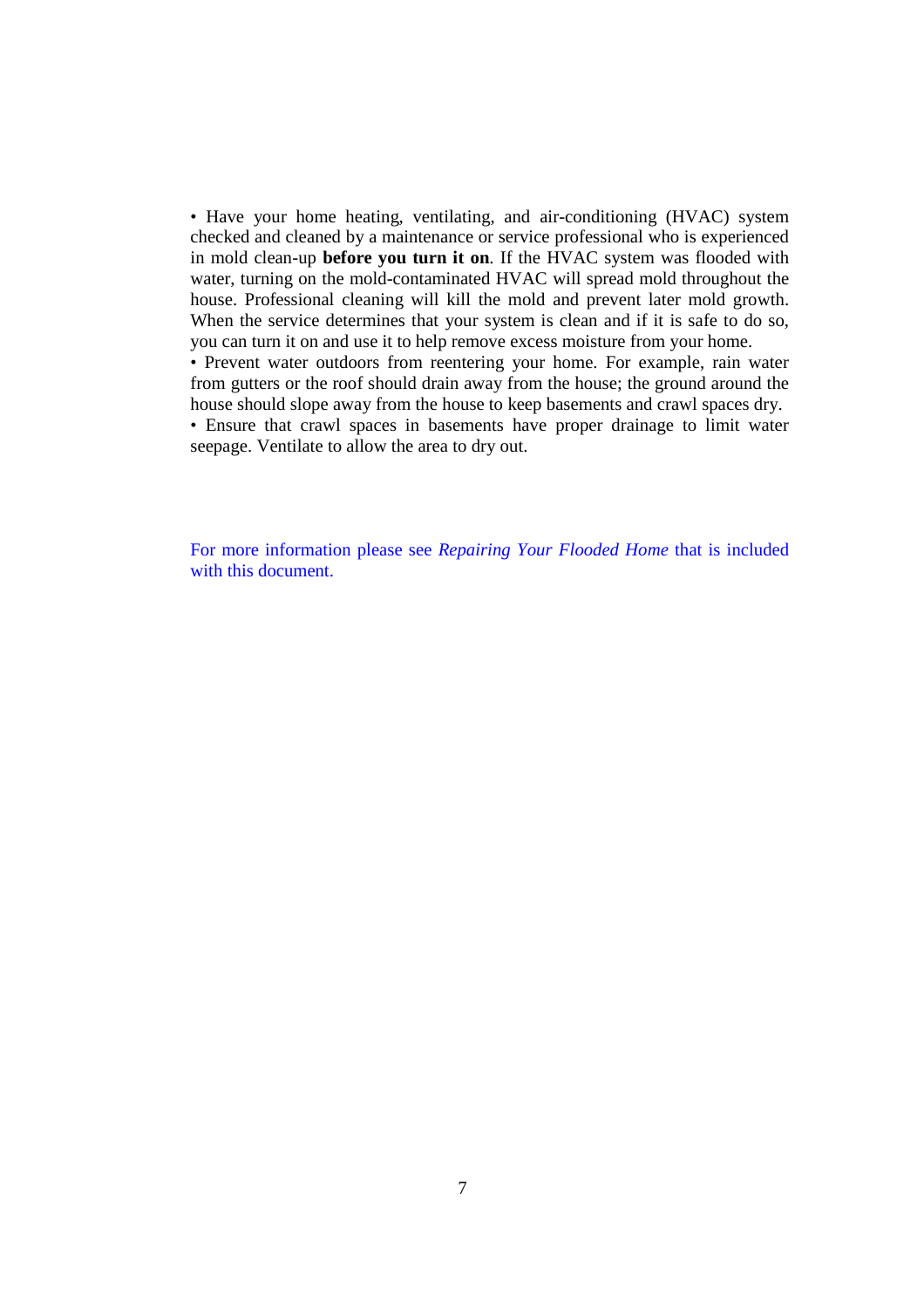- Have your home heating, ventilating, and air-conditioning (HVAC) system checked and cleaned by a maintenance or service professional who is experienced in mold clean-up **before you turn it on**. If the HVAC system was flooded with water, turning on the mold-contaminated HVAC will spread mold throughout the house. Professional cleaning will kill the mold and prevent later mold growth. When the service determines that your system is clean and if it is safe to do so, you can turn it on and use it to help remove excess moisture from your home.
- Prevent water outdoors from reentering your home. For example, rain water from gutters or the roof should drain away from the house; the ground around the house should slope away from the house to keep basements and crawl spaces dry.
- Ensure that crawl spaces in basements have proper drainage to limit water seepage. Ventilate to allow the area to dry out.

For more information please see *Repairing Your Flooded Home* that is included with this document.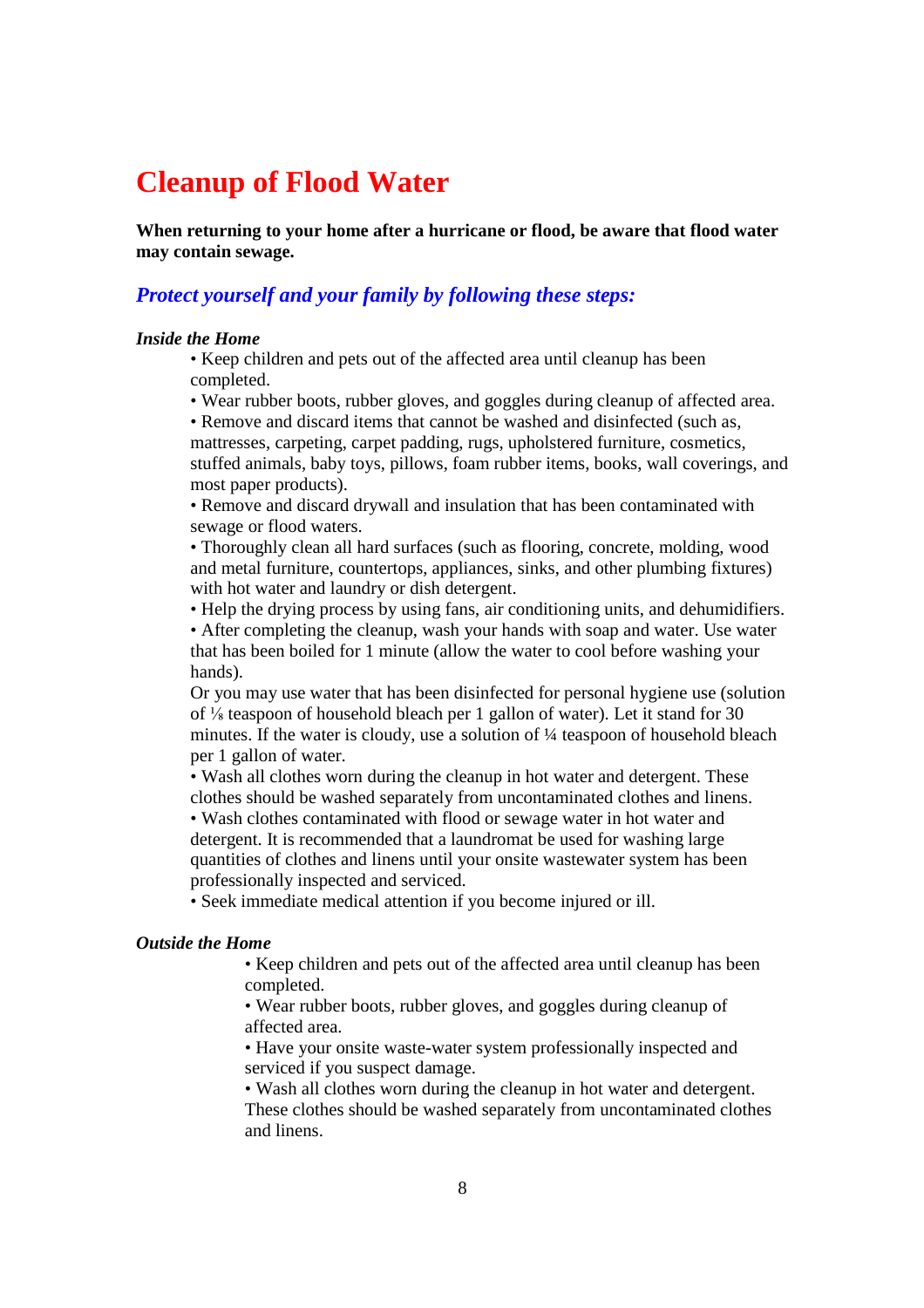# Cleanup of Flood Water

**When returning to your home after a hurricane or flood, be aware that flood water may contain sewage.**

## *Protect yourself and your family by following these steps:*

***Inside the Home***

- Keep children and pets out of the affected area until cleanup has been completed.
- Wear rubber boots, rubber gloves, and goggles during cleanup of affected area.
- Remove and discard items that cannot be washed and disinfected (such as, mattresses, carpeting, carpet padding, rugs, upholstered furniture, cosmetics, stuffed animals, baby toys, pillows, foam rubber items, books, wall coverings, and most paper products).
- Remove and discard drywall and insulation that has been contaminated with sewage or flood waters.
- Thoroughly clean all hard surfaces (such as flooring, concrete, molding, wood and metal furniture, countertops, appliances, sinks, and other plumbing fixtures) with hot water and laundry or dish detergent.
- Help the drying process by using fans, air conditioning units, and dehumidifiers.
- After completing the cleanup, wash your hands with soap and water. Use water that has been boiled for 1 minute (allow the water to cool before washing your hands).

  Or you may use water that has been disinfected for personal hygiene use (solution of ⅛ teaspoon of household bleach per 1 gallon of water). Let it stand for 30 minutes. If the water is cloudy, use a solution of ¼ teaspoon of household bleach per 1 gallon of water.
- Wash all clothes worn during the cleanup in hot water and detergent. These clothes should be washed separately from uncontaminated clothes and linens.
- Wash clothes contaminated with flood or sewage water in hot water and detergent. It is recommended that a laundromat be used for washing large quantities of clothes and linens until your onsite wastewater system has been professionally inspected and serviced.
- Seek immediate medical attention if you become injured or ill.

***Outside the Home***

- Keep children and pets out of the affected area until cleanup has been completed.
- Wear rubber boots, rubber gloves, and goggles during cleanup of affected area.
- Have your onsite waste-water system professionally inspected and serviced if you suspect damage.
- Wash all clothes worn during the cleanup in hot water and detergent. These clothes should be washed separately from uncontaminated clothes and linens.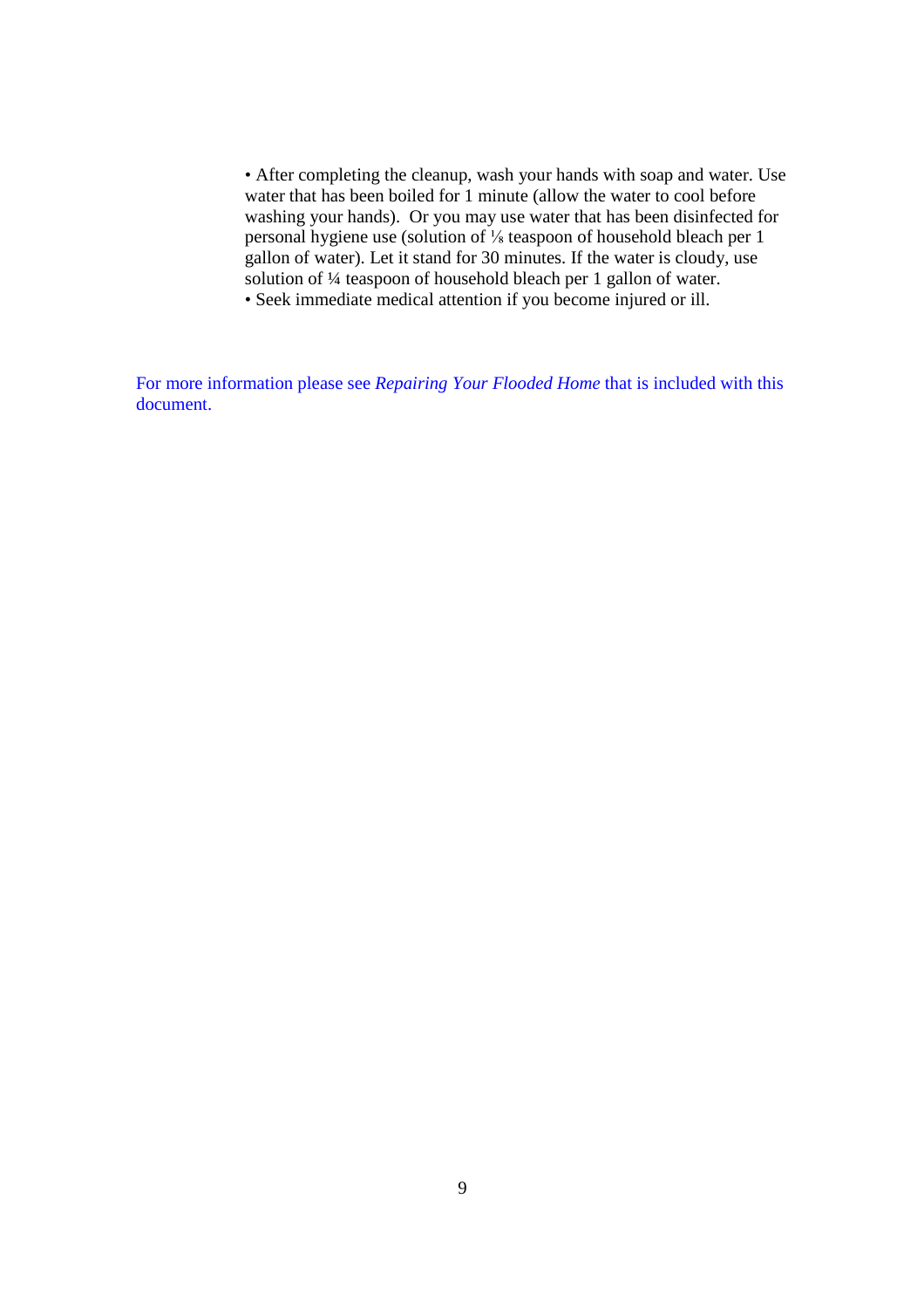- After completing the cleanup, wash your hands with soap and water. Use water that has been boiled for 1 minute (allow the water to cool before washing your hands). Or you may use water that has been disinfected for personal hygiene use (solution of ⅛ teaspoon of household bleach per 1 gallon of water). Let it stand for 30 minutes. If the water is cloudy, use solution of ¼ teaspoon of household bleach per 1 gallon of water.
- Seek immediate medical attention if you become injured or ill.

For more information please see *Repairing Your Flooded Home* that is included with this document.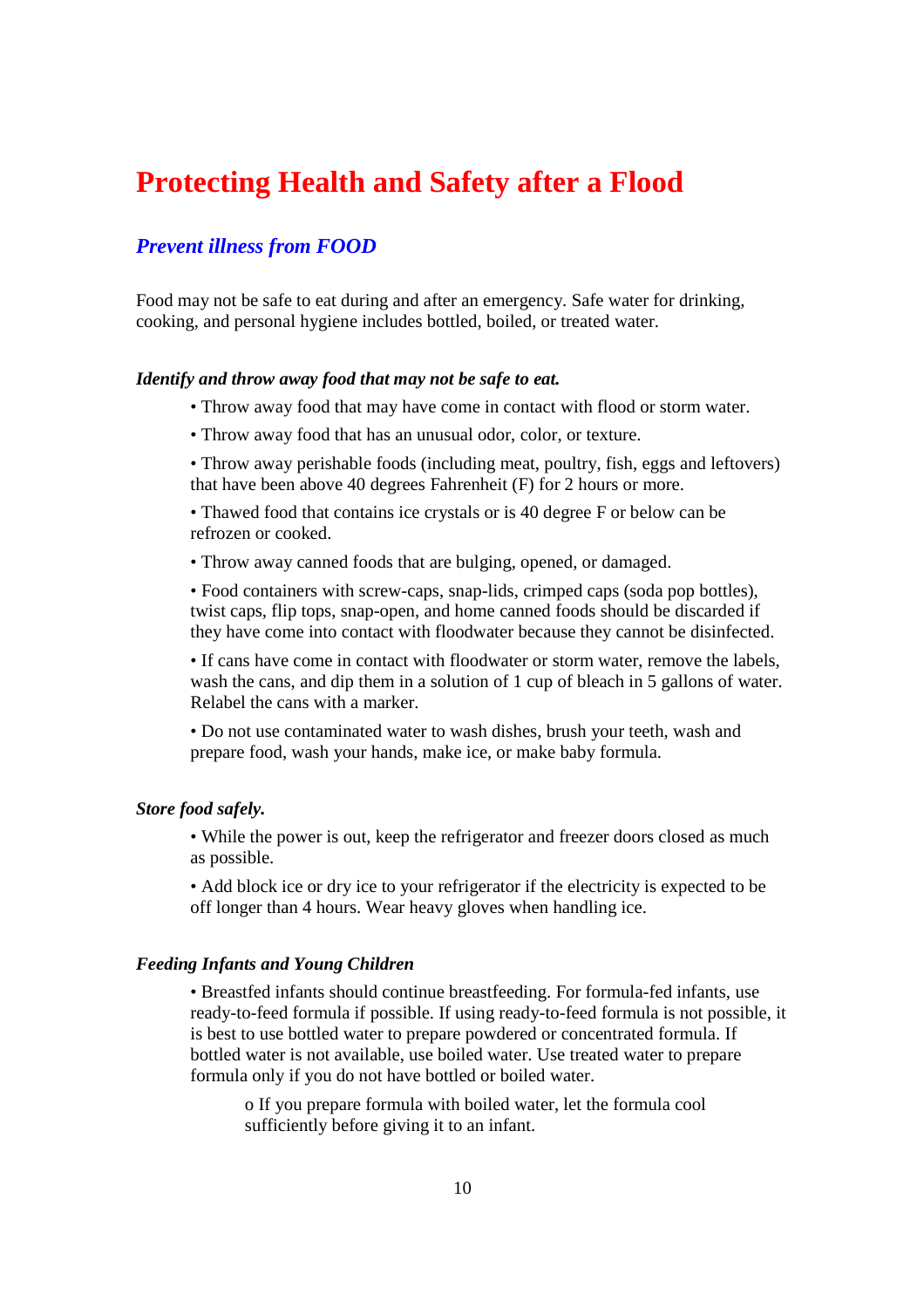# Protecting Health and Safety after a Flood

## *Prevent illness from FOOD*

Food may not be safe to eat during and after an emergency. Safe water for drinking, cooking, and personal hygiene includes bottled, boiled, or treated water.

***Identify and throw away food that may not be safe to eat.***

- Throw away food that may have come in contact with flood or storm water.
- Throw away food that has an unusual odor, color, or texture.
- Throw away perishable foods (including meat, poultry, fish, eggs and leftovers) that have been above 40 degrees Fahrenheit (F) for 2 hours or more.
- Thawed food that contains ice crystals or is 40 degree F or below can be refrozen or cooked.
- Throw away canned foods that are bulging, opened, or damaged.
- Food containers with screw-caps, snap-lids, crimped caps (soda pop bottles), twist caps, flip tops, snap-open, and home canned foods should be discarded if they have come into contact with floodwater because they cannot be disinfected.
- If cans have come in contact with floodwater or storm water, remove the labels, wash the cans, and dip them in a solution of 1 cup of bleach in 5 gallons of water. Relabel the cans with a marker.
- Do not use contaminated water to wash dishes, brush your teeth, wash and prepare food, wash your hands, make ice, or make baby formula.

***Store food safely.***

- While the power is out, keep the refrigerator and freezer doors closed as much as possible.
- Add block ice or dry ice to your refrigerator if the electricity is expected to be off longer than 4 hours. Wear heavy gloves when handling ice.

***Feeding Infants and Young Children***

- Breastfed infants should continue breastfeeding. For formula-fed infants, use ready-to-feed formula if possible. If using ready-to-feed formula is not possible, it is best to use bottled water to prepare powdered or concentrated formula. If bottled water is not available, use boiled water. Use treated water to prepare formula only if you do not have bottled or boiled water.
  - If you prepare formula with boiled water, let the formula cool sufficiently before giving it to an infant.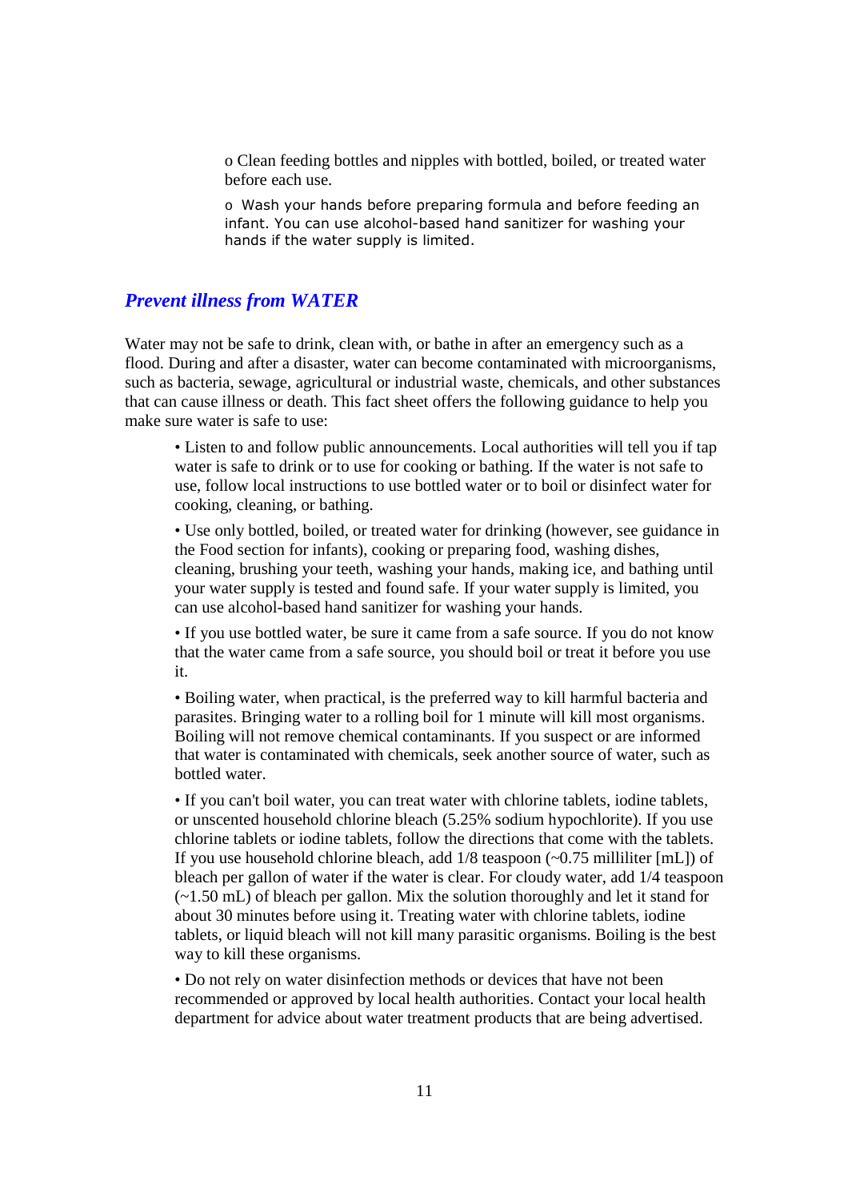- Clean feeding bottles and nipples with bottled, boiled, or treated water before each use.
- Wash your hands before preparing formula and before feeding an infant. You can use alcohol-based hand sanitizer for washing your hands if the water supply is limited.

## *Prevent illness from WATER*

Water may not be safe to drink, clean with, or bathe in after an emergency such as a flood. During and after a disaster, water can become contaminated with microorganisms, such as bacteria, sewage, agricultural or industrial waste, chemicals, and other substances that can cause illness or death. This fact sheet offers the following guidance to help you make sure water is safe to use:

- Listen to and follow public announcements. Local authorities will tell you if tap water is safe to drink or to use for cooking or bathing. If the water is not safe to use, follow local instructions to use bottled water or to boil or disinfect water for cooking, cleaning, or bathing.
- Use only bottled, boiled, or treated water for drinking (however, see guidance in the Food section for infants), cooking or preparing food, washing dishes, cleaning, brushing your teeth, washing your hands, making ice, and bathing until your water supply is tested and found safe. If your water supply is limited, you can use alcohol-based hand sanitizer for washing your hands.
- If you use bottled water, be sure it came from a safe source. If you do not know that the water came from a safe source, you should boil or treat it before you use it.
- Boiling water, when practical, is the preferred way to kill harmful bacteria and parasites. Bringing water to a rolling boil for 1 minute will kill most organisms. Boiling will not remove chemical contaminants. If you suspect or are informed that water is contaminated with chemicals, seek another source of water, such as bottled water.
- If you can't boil water, you can treat water with chlorine tablets, iodine tablets, or unscented household chlorine bleach (5.25% sodium hypochlorite). If you use chlorine tablets or iodine tablets, follow the directions that come with the tablets. If you use household chlorine bleach, add 1/8 teaspoon (~0.75 milliliter [mL]) of bleach per gallon of water if the water is clear. For cloudy water, add 1/4 teaspoon (~1.50 mL) of bleach per gallon. Mix the solution thoroughly and let it stand for about 30 minutes before using it. Treating water with chlorine tablets, iodine tablets, or liquid bleach will not kill many parasitic organisms. Boiling is the best way to kill these organisms.
- Do not rely on water disinfection methods or devices that have not been recommended or approved by local health authorities. Contact your local health department for advice about water treatment products that are being advertised.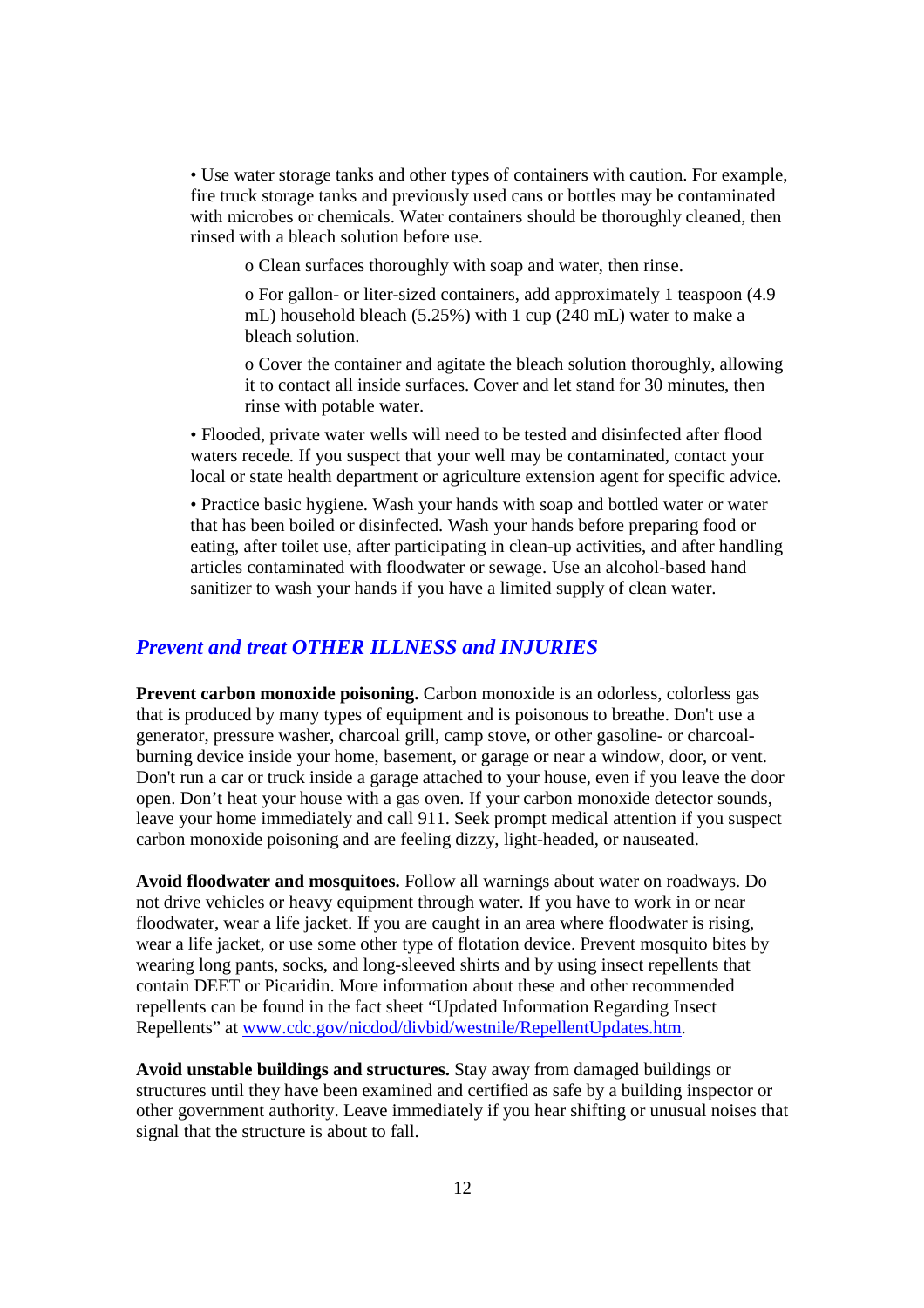- Use water storage tanks and other types of containers with caution. For example, fire truck storage tanks and previously used cans or bottles may be contaminated with microbes or chemicals. Water containers should be thoroughly cleaned, then rinsed with a bleach solution before use.
    - Clean surfaces thoroughly with soap and water, then rinse.
    - For gallon- or liter-sized containers, add approximately 1 teaspoon (4.9 mL) household bleach (5.25%) with 1 cup (240 mL) water to make a bleach solution.
    - Cover the container and agitate the bleach solution thoroughly, allowing it to contact all inside surfaces. Cover and let stand for 30 minutes, then rinse with potable water.
- Flooded, private water wells will need to be tested and disinfected after flood waters recede. If you suspect that your well may be contaminated, contact your local or state health department or agriculture extension agent for specific advice.
- Practice basic hygiene. Wash your hands with soap and bottled water or water that has been boiled or disinfected. Wash your hands before preparing food or eating, after toilet use, after participating in clean-up activities, and after handling articles contaminated with floodwater or sewage. Use an alcohol-based hand sanitizer to wash your hands if you have a limited supply of clean water.

## *Prevent and treat OTHER ILLNESS and INJURIES*

**Prevent carbon monoxide poisoning.** Carbon monoxide is an odorless, colorless gas that is produced by many types of equipment and is poisonous to breathe. Don't use a generator, pressure washer, charcoal grill, camp stove, or other gasoline- or charcoal-burning device inside your home, basement, or garage or near a window, door, or vent. Don't run a car or truck inside a garage attached to your house, even if you leave the door open. Don't heat your house with a gas oven. If your carbon monoxide detector sounds, leave your home immediately and call 911. Seek prompt medical attention if you suspect carbon monoxide poisoning and are feeling dizzy, light-headed, or nauseated.

**Avoid floodwater and mosquitoes.** Follow all warnings about water on roadways. Do not drive vehicles or heavy equipment through water. If you have to work in or near floodwater, wear a life jacket. If you are caught in an area where floodwater is rising, wear a life jacket, or use some other type of flotation device. Prevent mosquito bites by wearing long pants, socks, and long-sleeved shirts and by using insect repellents that contain DEET or Picaridin. More information about these and other recommended repellents can be found in the fact sheet "Updated Information Regarding Insect Repellents" at [www.cdc.gov/nicdod/divbid/westnile/RepellentUpdates.htm](www.cdc.gov/nicdod/divbid/westnile/RepellentUpdates.htm).

**Avoid unstable buildings and structures.** Stay away from damaged buildings or structures until they have been examined and certified as safe by a building inspector or other government authority. Leave immediately if you hear shifting or unusual noises that signal that the structure is about to fall.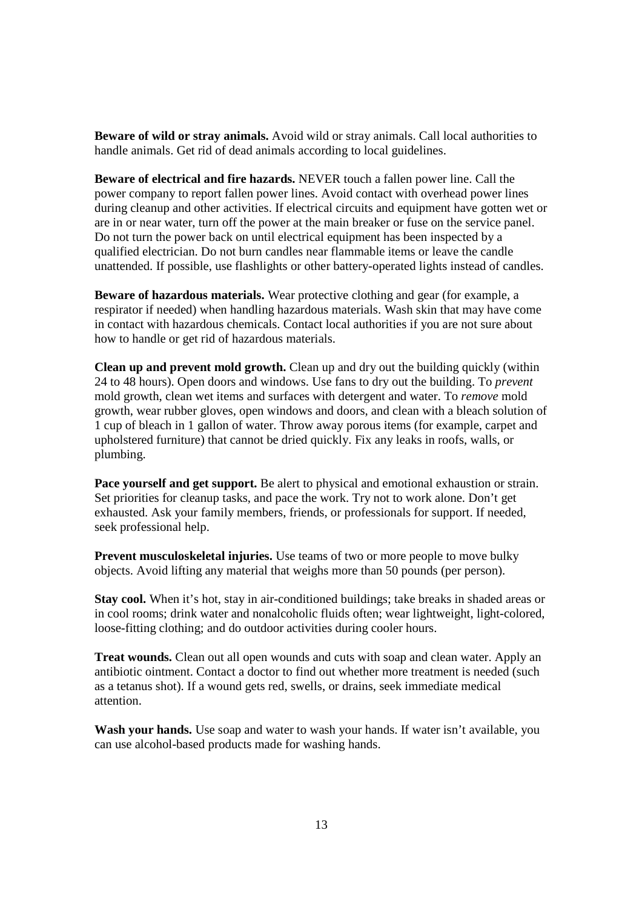**Beware of wild or stray animals.** Avoid wild or stray animals. Call local authorities to handle animals. Get rid of dead animals according to local guidelines.

**Beware of electrical and fire hazards.** NEVER touch a fallen power line. Call the power company to report fallen power lines. Avoid contact with overhead power lines during cleanup and other activities. If electrical circuits and equipment have gotten wet or are in or near water, turn off the power at the main breaker or fuse on the service panel. Do not turn the power back on until electrical equipment has been inspected by a qualified electrician. Do not burn candles near flammable items or leave the candle unattended. If possible, use flashlights or other battery-operated lights instead of candles.

**Beware of hazardous materials.** Wear protective clothing and gear (for example, a respirator if needed) when handling hazardous materials. Wash skin that may have come in contact with hazardous chemicals. Contact local authorities if you are not sure about how to handle or get rid of hazardous materials.

**Clean up and prevent mold growth.** Clean up and dry out the building quickly (within 24 to 48 hours). Open doors and windows. Use fans to dry out the building. To *prevent* mold growth, clean wet items and surfaces with detergent and water. To *remove* mold growth, wear rubber gloves, open windows and doors, and clean with a bleach solution of 1 cup of bleach in 1 gallon of water. Throw away porous items (for example, carpet and upholstered furniture) that cannot be dried quickly. Fix any leaks in roofs, walls, or plumbing.

**Pace yourself and get support.** Be alert to physical and emotional exhaustion or strain. Set priorities for cleanup tasks, and pace the work. Try not to work alone. Don't get exhausted. Ask your family members, friends, or professionals for support. If needed, seek professional help.

**Prevent musculoskeletal injuries.** Use teams of two or more people to move bulky objects. Avoid lifting any material that weighs more than 50 pounds (per person).

**Stay cool.** When it's hot, stay in air-conditioned buildings; take breaks in shaded areas or in cool rooms; drink water and nonalcoholic fluids often; wear lightweight, light-colored, loose-fitting clothing; and do outdoor activities during cooler hours.

**Treat wounds.** Clean out all open wounds and cuts with soap and clean water. Apply an antibiotic ointment. Contact a doctor to find out whether more treatment is needed (such as a tetanus shot). If a wound gets red, swells, or drains, seek immediate medical attention.

**Wash your hands.** Use soap and water to wash your hands. If water isn't available, you can use alcohol-based products made for washing hands.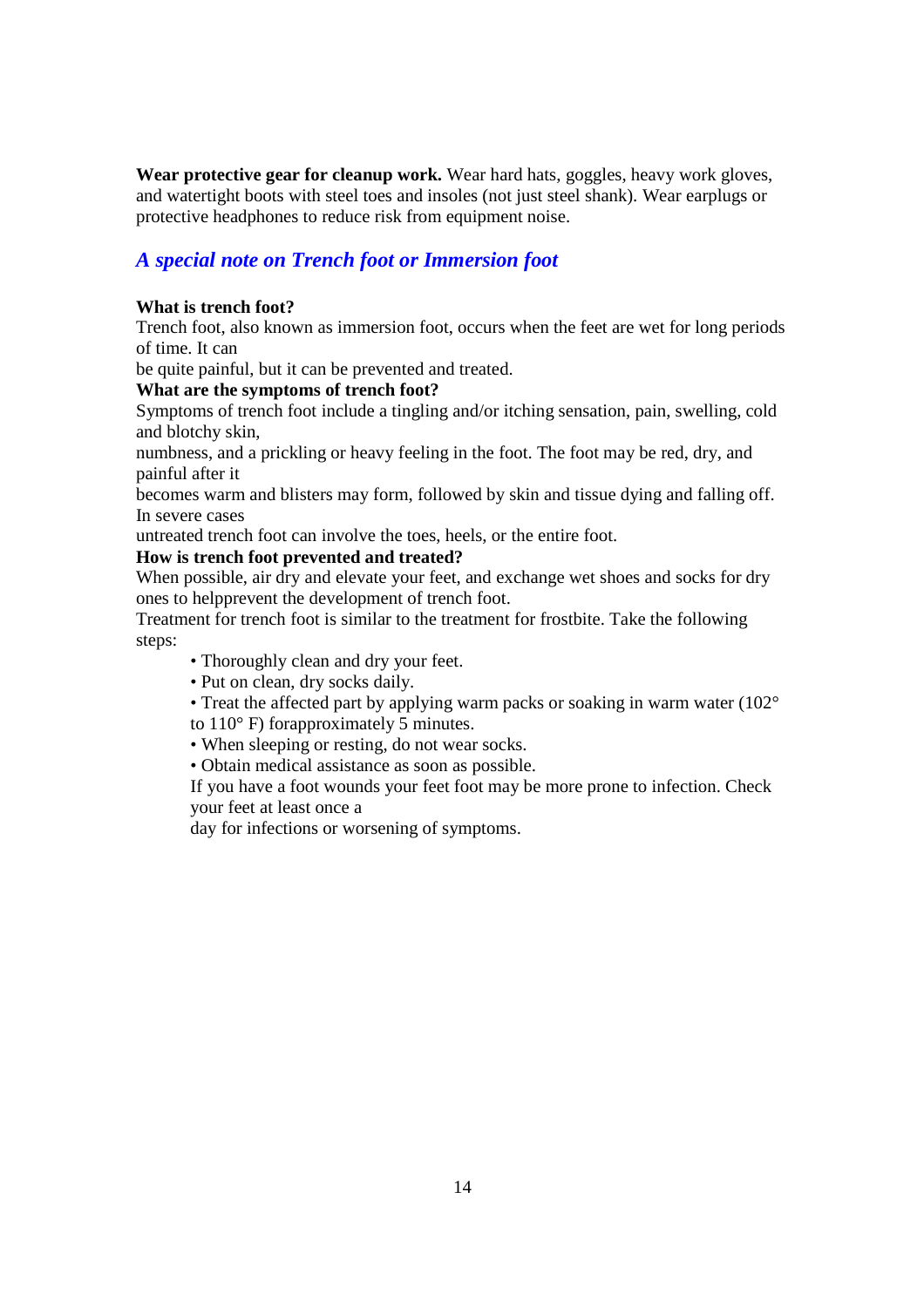**Wear protective gear for cleanup work.** Wear hard hats, goggles, heavy work gloves, and watertight boots with steel toes and insoles (not just steel shank). Wear earplugs or protective headphones to reduce risk from equipment noise.

## *A special note on Trench foot or Immersion foot*

**What is trench foot?**

Trench foot, also known as immersion foot, occurs when the feet are wet for long periods of time. It can be quite painful, but it can be prevented and treated.

**What are the symptoms of trench foot?**

Symptoms of trench foot include a tingling and/or itching sensation, pain, swelling, cold and blotchy skin, numbness, and a prickling or heavy feeling in the foot. The foot may be red, dry, and painful after it becomes warm and blisters may form, followed by skin and tissue dying and falling off. In severe cases untreated trench foot can involve the toes, heels, or the entire foot.

**How is trench foot prevented and treated?**

When possible, air dry and elevate your feet, and exchange wet shoes and socks for dry ones to helpprevent the development of trench foot.

Treatment for trench foot is similar to the treatment for frostbite. Take the following steps:

- Thoroughly clean and dry your feet.
- Put on clean, dry socks daily.
- Treat the affected part by applying warm packs or soaking in warm water (102° to 110° F) forapproximately 5 minutes.
- When sleeping or resting, do not wear socks.
- Obtain medical assistance as soon as possible.

If you have a foot wounds your feet foot may be more prone to infection. Check your feet at least once a day for infections or worsening of symptoms.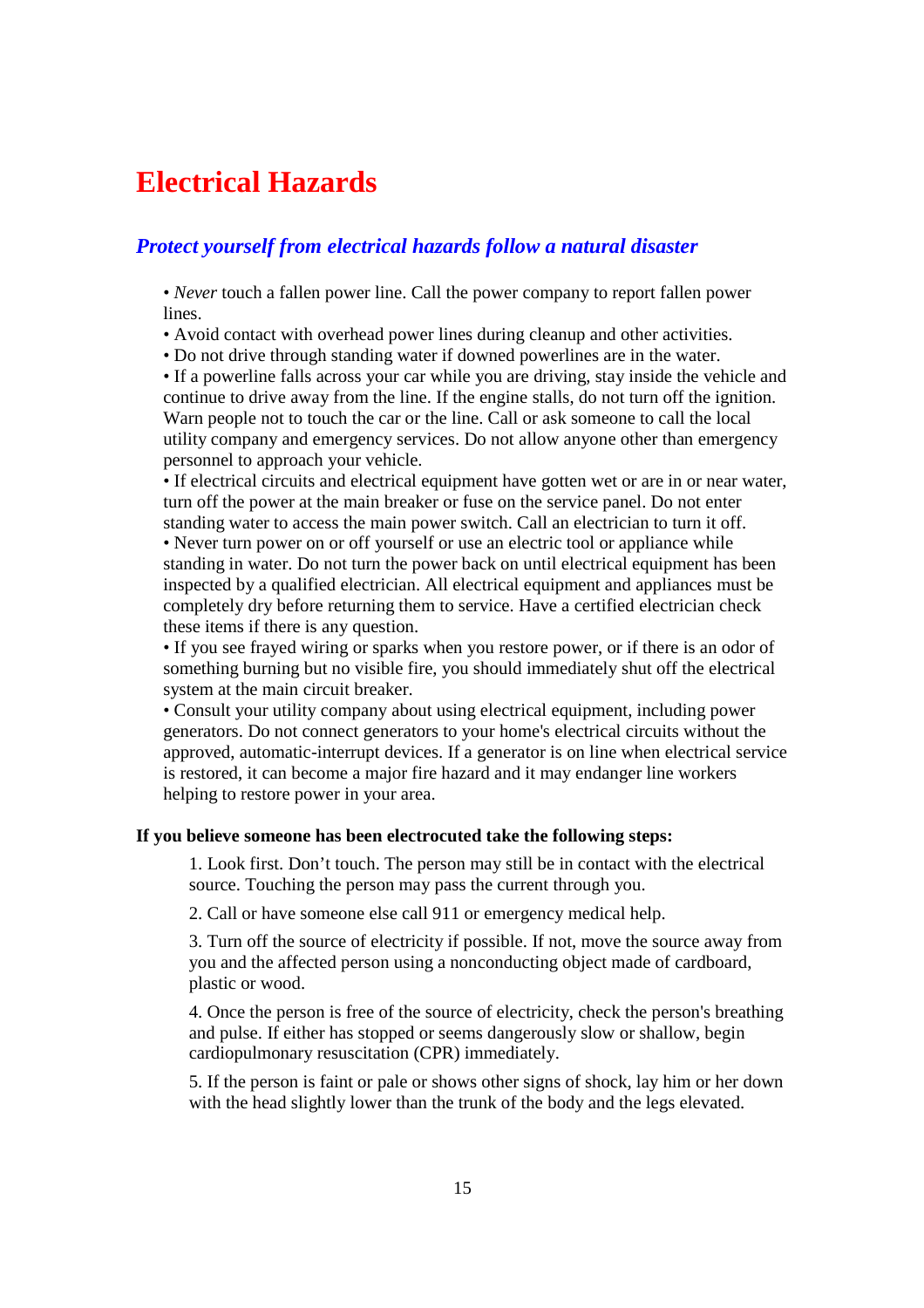# Electrical Hazards

## *Protect yourself from electrical hazards follow a natural disaster*

- *Never* touch a fallen power line. Call the power company to report fallen power lines.
- Avoid contact with overhead power lines during cleanup and other activities.
- Do not drive through standing water if downed powerlines are in the water.
- If a powerline falls across your car while you are driving, stay inside the vehicle and continue to drive away from the line. If the engine stalls, do not turn off the ignition. Warn people not to touch the car or the line. Call or ask someone to call the local utility company and emergency services. Do not allow anyone other than emergency personnel to approach your vehicle.
- If electrical circuits and electrical equipment have gotten wet or are in or near water, turn off the power at the main breaker or fuse on the service panel. Do not enter standing water to access the main power switch. Call an electrician to turn it off.
- Never turn power on or off yourself or use an electric tool or appliance while standing in water. Do not turn the power back on until electrical equipment has been inspected by a qualified electrician. All electrical equipment and appliances must be completely dry before returning them to service. Have a certified electrician check these items if there is any question.
- If you see frayed wiring or sparks when you restore power, or if there is an odor of something burning but no visible fire, you should immediately shut off the electrical system at the main circuit breaker.
- Consult your utility company about using electrical equipment, including power generators. Do not connect generators to your home's electrical circuits without the approved, automatic-interrupt devices. If a generator is on line when electrical service is restored, it can become a major fire hazard and it may endanger line workers helping to restore power in your area.

**If you believe someone has been electrocuted take the following steps:**

1. Look first. Don’t touch. The person may still be in contact with the electrical source. Touching the person may pass the current through you.

2. Call or have someone else call 911 or emergency medical help.

3. Turn off the source of electricity if possible. If not, move the source away from you and the affected person using a nonconducting object made of cardboard, plastic or wood.

4. Once the person is free of the source of electricity, check the person's breathing and pulse. If either has stopped or seems dangerously slow or shallow, begin cardiopulmonary resuscitation (CPR) immediately.

5. If the person is faint or pale or shows other signs of shock, lay him or her down with the head slightly lower than the trunk of the body and the legs elevated.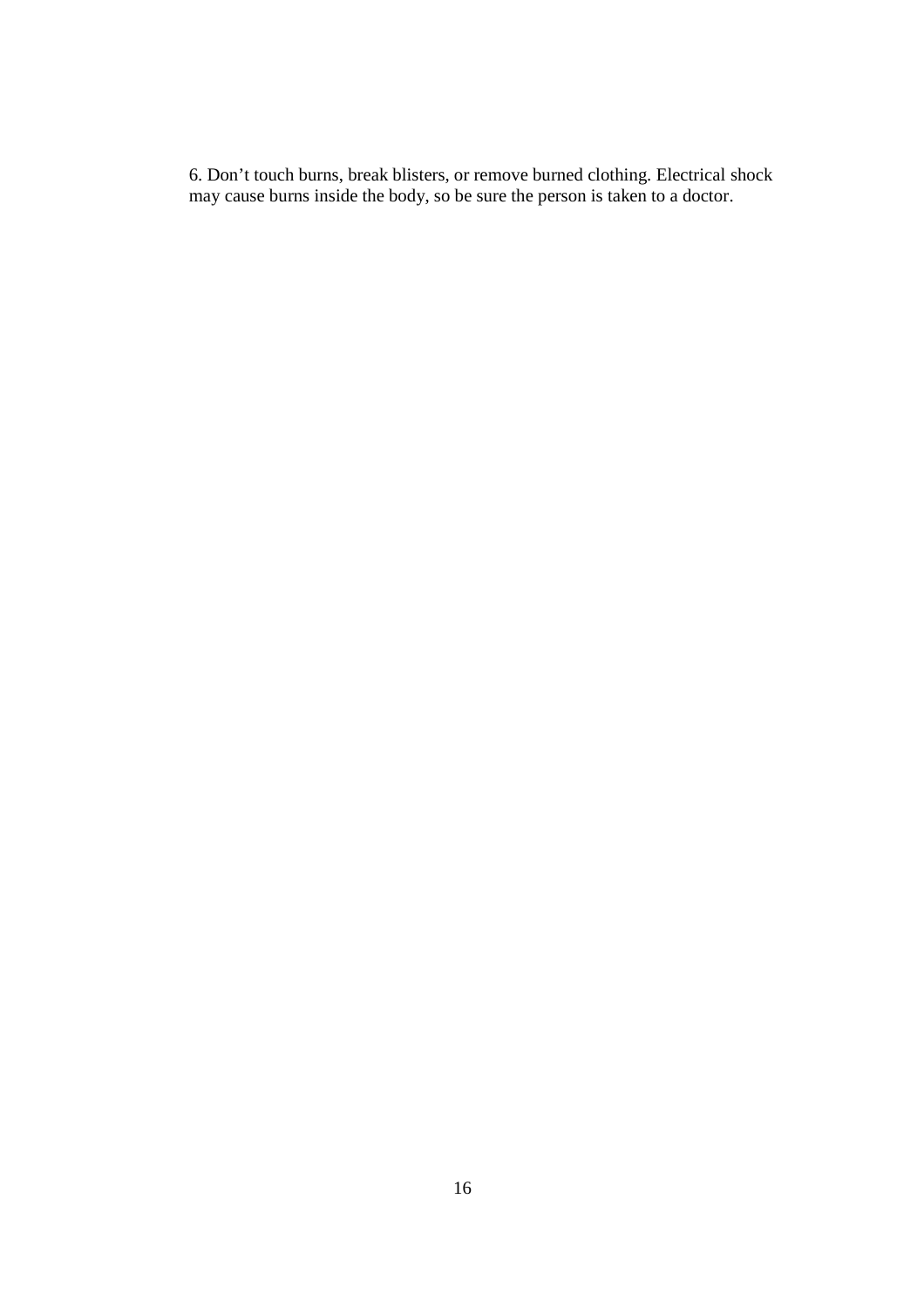6. Don’t touch burns, break blisters, or remove burned clothing. Electrical shock may cause burns inside the body, so be sure the person is taken to a doctor.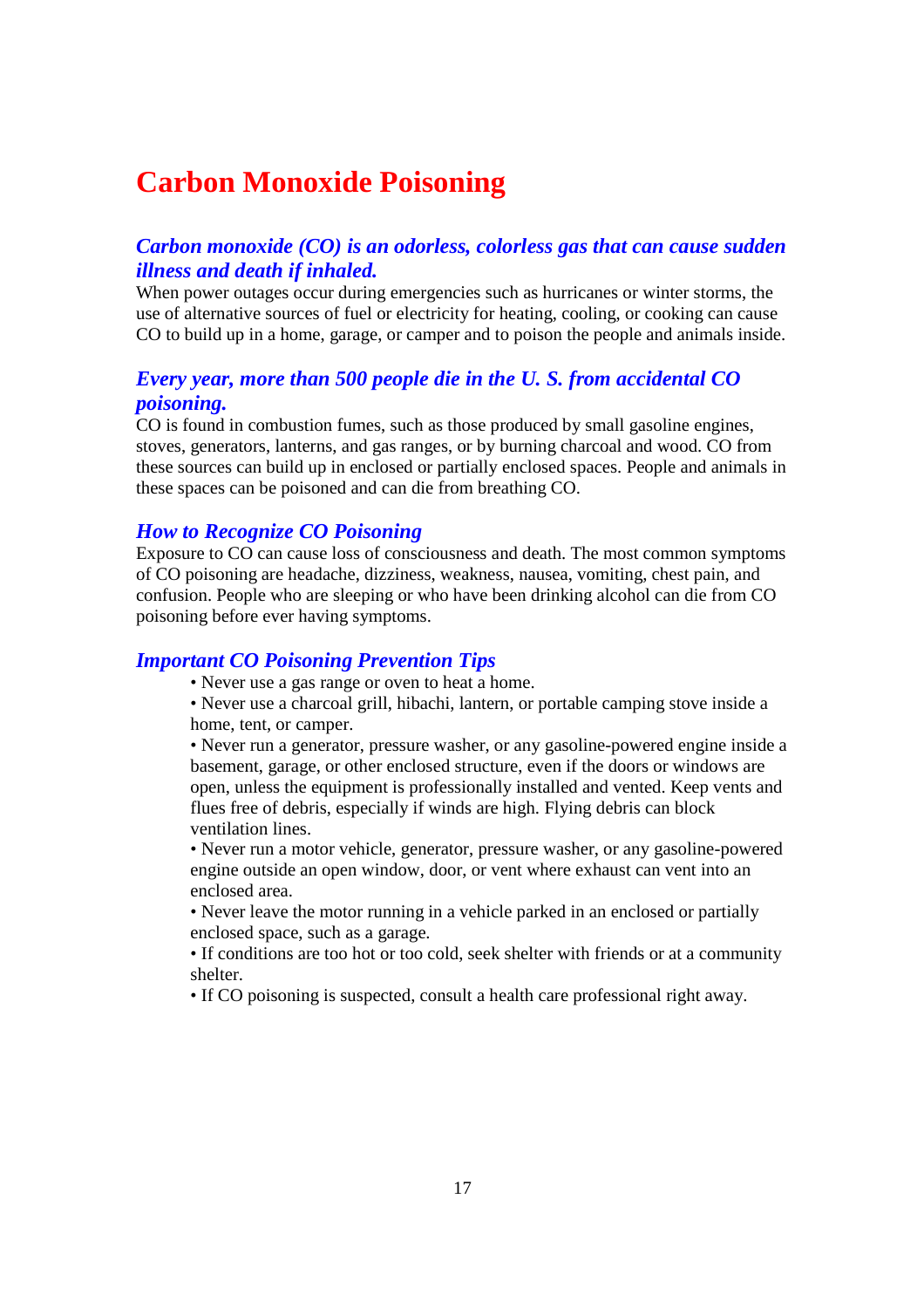# Carbon Monoxide Poisoning

### *Carbon monoxide (CO) is an odorless, colorless gas that can cause sudden illness and death if inhaled.*

When power outages occur during emergencies such as hurricanes or winter storms, the use of alternative sources of fuel or electricity for heating, cooling, or cooking can cause CO to build up in a home, garage, or camper and to poison the people and animals inside.

### *Every year, more than 500 people die in the U. S. from accidental CO poisoning.*

CO is found in combustion fumes, such as those produced by small gasoline engines, stoves, generators, lanterns, and gas ranges, or by burning charcoal and wood. CO from these sources can build up in enclosed or partially enclosed spaces. People and animals in these spaces can be poisoned and can die from breathing CO.

### *How to Recognize CO Poisoning*

Exposure to CO can cause loss of consciousness and death. The most common symptoms of CO poisoning are headache, dizziness, weakness, nausea, vomiting, chest pain, and confusion. People who are sleeping or who have been drinking alcohol can die from CO poisoning before ever having symptoms.

### *Important CO Poisoning Prevention Tips*

- Never use a gas range or oven to heat a home.
- Never use a charcoal grill, hibachi, lantern, or portable camping stove inside a home, tent, or camper.
- Never run a generator, pressure washer, or any gasoline-powered engine inside a basement, garage, or other enclosed structure, even if the doors or windows are open, unless the equipment is professionally installed and vented. Keep vents and flues free of debris, especially if winds are high. Flying debris can block ventilation lines.
- Never run a motor vehicle, generator, pressure washer, or any gasoline-powered engine outside an open window, door, or vent where exhaust can vent into an enclosed area.
- Never leave the motor running in a vehicle parked in an enclosed or partially enclosed space, such as a garage.
- If conditions are too hot or too cold, seek shelter with friends or at a community shelter.
- If CO poisoning is suspected, consult a health care professional right away.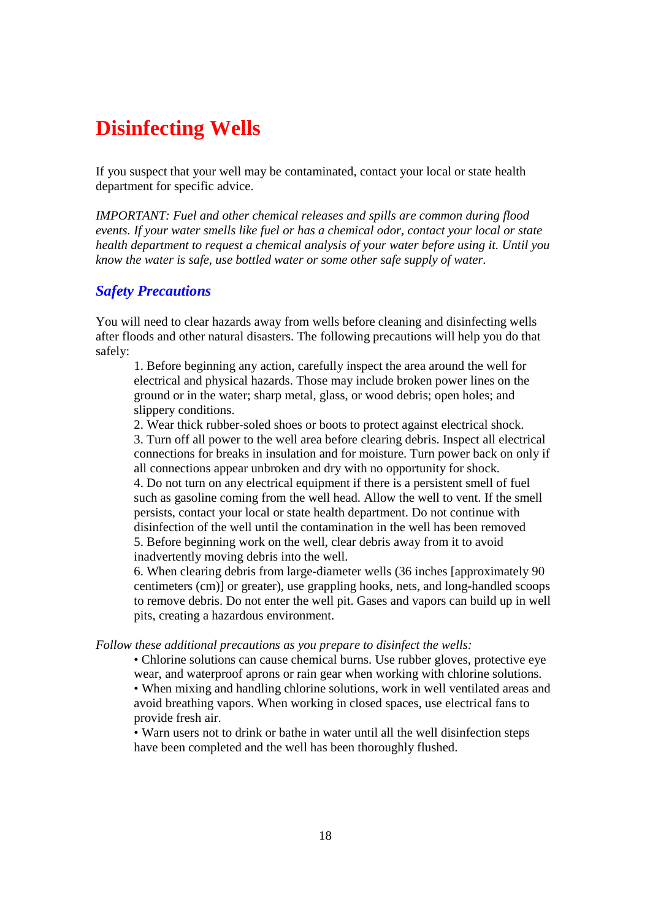# Disinfecting Wells

If you suspect that your well may be contaminated, contact your local or state health department for specific advice.

*IMPORTANT: Fuel and other chemical releases and spills are common during flood events. If your water smells like fuel or has a chemical odor, contact your local or state health department to request a chemical analysis of your water before using it. Until you know the water is safe, use bottled water or some other safe supply of water.*

## *Safety Precautions*

You will need to clear hazards away from wells before cleaning and disinfecting wells after floods and other natural disasters. The following precautions will help you do that safely:

1. Before beginning any action, carefully inspect the area around the well for electrical and physical hazards. Those may include broken power lines on the ground or in the water; sharp metal, glass, or wood debris; open holes; and slippery conditions.
2. Wear thick rubber-soled shoes or boots to protect against electrical shock.
3. Turn off all power to the well area before clearing debris. Inspect all electrical connections for breaks in insulation and for moisture. Turn power back on only if all connections appear unbroken and dry with no opportunity for shock.
4. Do not turn on any electrical equipment if there is a persistent smell of fuel such as gasoline coming from the well head. Allow the well to vent. If the smell persists, contact your local or state health department. Do not continue with disinfection of the well until the contamination in the well has been removed
5. Before beginning work on the well, clear debris away from it to avoid inadvertently moving debris into the well.
6. When clearing debris from large-diameter wells (36 inches [approximately 90 centimeters (cm)] or greater), use grappling hooks, nets, and long-handled scoops to remove debris. Do not enter the well pit. Gases and vapors can build up in well pits, creating a hazardous environment.

*Follow these additional precautions as you prepare to disinfect the wells:*

- Chlorine solutions can cause chemical burns. Use rubber gloves, protective eye wear, and waterproof aprons or rain gear when working with chlorine solutions.
- When mixing and handling chlorine solutions, work in well ventilated areas and avoid breathing vapors. When working in closed spaces, use electrical fans to provide fresh air.
- Warn users not to drink or bathe in water until all the well disinfection steps have been completed and the well has been thoroughly flushed.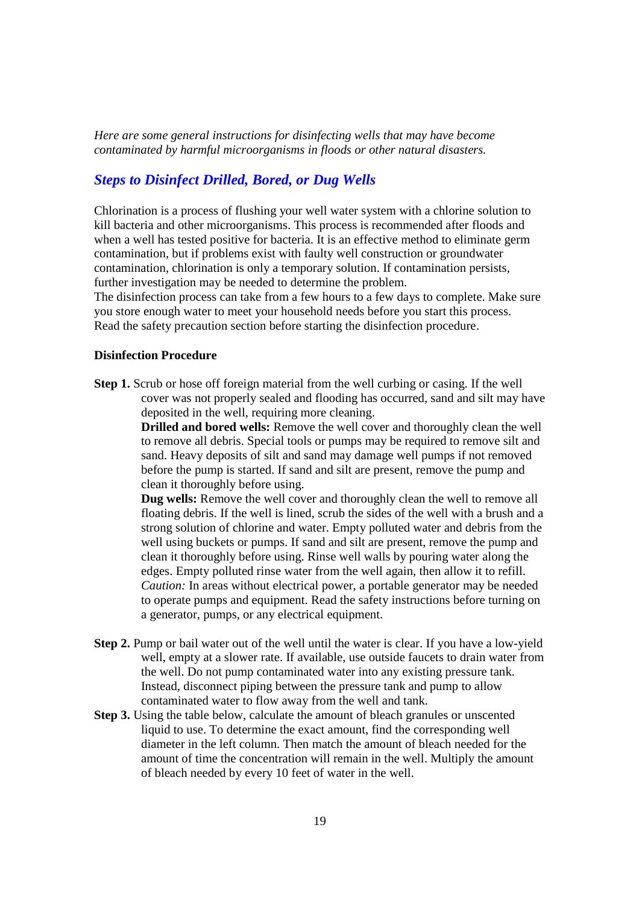*Here are some general instructions for disinfecting wells that may have become contaminated by harmful microorganisms in floods or other natural disasters.*

## *Steps to Disinfect Drilled, Bored, or Dug Wells*

Chlorination is a process of flushing your well water system with a chlorine solution to kill bacteria and other microorganisms. This process is recommended after floods and when a well has tested positive for bacteria. It is an effective method to eliminate germ contamination, but if problems exist with faulty well construction or groundwater contamination, chlorination is only a temporary solution. If contamination persists, further investigation may be needed to determine the problem.

The disinfection process can take from a few hours to a few days to complete. Make sure you store enough water to meet your household needs before you start this process. Read the safety precaution section before starting the disinfection procedure.

### Disinfection Procedure

**Step 1.** Scrub or hose off foreign material from the well curbing or casing. If the well cover was not properly sealed and flooding has occurred, sand and silt may have deposited in the well, requiring more cleaning.

**Drilled and bored wells:** Remove the well cover and thoroughly clean the well to remove all debris. Special tools or pumps may be required to remove silt and sand. Heavy deposits of silt and sand may damage well pumps if not removed before the pump is started. If sand and silt are present, remove the pump and clean it thoroughly before using.

**Dug wells:** Remove the well cover and thoroughly clean the well to remove all floating debris. If the well is lined, scrub the sides of the well with a brush and a strong solution of chlorine and water. Empty polluted water and debris from the well using buckets or pumps. If sand and silt are present, remove the pump and clean it thoroughly before using. Rinse well walls by pouring water along the edges. Empty polluted rinse water from the well again, then allow it to refill.

*Caution:* In areas without electrical power, a portable generator may be needed to operate pumps and equipment. Read the safety instructions before turning on a generator, pumps, or any electrical equipment.

**Step 2.** Pump or bail water out of the well until the water is clear. If you have a low-yield well, empty at a slower rate. If available, use outside faucets to drain water from the well. Do not pump contaminated water into any existing pressure tank. Instead, disconnect piping between the pressure tank and pump to allow contaminated water to flow away from the well and tank.

**Step 3.** Using the table below, calculate the amount of bleach granules or unscented liquid to use. To determine the exact amount, find the corresponding well diameter in the left column. Then match the amount of bleach needed for the amount of time the concentration will remain in the well. Multiply the amount of bleach needed by every 10 feet of water in the well.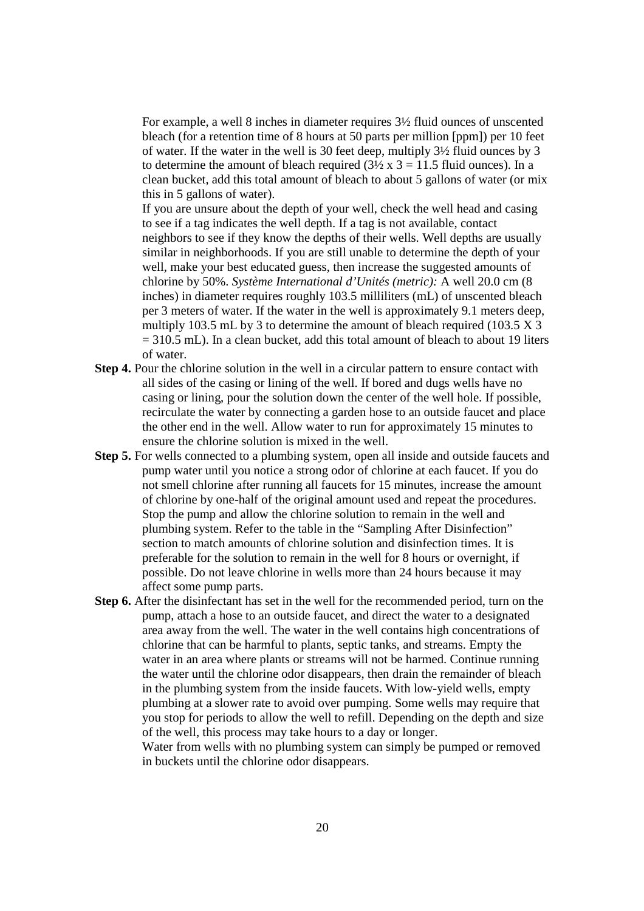For example, a well 8 inches in diameter requires 3½ fluid ounces of unscented bleach (for a retention time of 8 hours at 50 parts per million [ppm]) per 10 feet of water. If the water in the well is 30 feet deep, multiply 3½ fluid ounces by 3 to determine the amount of bleach required (3½ x 3 = 11.5 fluid ounces). In a clean bucket, add this total amount of bleach to about 5 gallons of water (or mix this in 5 gallons of water).

If you are unsure about the depth of your well, check the well head and casing to see if a tag indicates the well depth. If a tag is not available, contact neighbors to see if they know the depths of their wells. Well depths are usually similar in neighborhoods. If you are still unable to determine the depth of your well, make your best educated guess, then increase the suggested amounts of chlorine by 50%. *Système International d'Unités (metric):* A well 20.0 cm (8 inches) in diameter requires roughly 103.5 milliliters (mL) of unscented bleach per 3 meters of water. If the water in the well is approximately 9.1 meters deep, multiply 103.5 mL by 3 to determine the amount of bleach required (103.5 X 3 = 310.5 mL). In a clean bucket, add this total amount of bleach to about 19 liters of water.

**Step 4.** Pour the chlorine solution in the well in a circular pattern to ensure contact with all sides of the casing or lining of the well. If bored and dugs wells have no casing or lining, pour the solution down the center of the well hole. If possible, recirculate the water by connecting a garden hose to an outside faucet and place the other end in the well. Allow water to run for approximately 15 minutes to ensure the chlorine solution is mixed in the well.

**Step 5.** For wells connected to a plumbing system, open all inside and outside faucets and pump water until you notice a strong odor of chlorine at each faucet. If you do not smell chlorine after running all faucets for 15 minutes, increase the amount of chlorine by one-half of the original amount used and repeat the procedures. Stop the pump and allow the chlorine solution to remain in the well and plumbing system. Refer to the table in the "Sampling After Disinfection" section to match amounts of chlorine solution and disinfection times. It is preferable for the solution to remain in the well for 8 hours or overnight, if possible. Do not leave chlorine in wells more than 24 hours because it may affect some pump parts.

**Step 6.** After the disinfectant has set in the well for the recommended period, turn on the pump, attach a hose to an outside faucet, and direct the water to a designated area away from the well. The water in the well contains high concentrations of chlorine that can be harmful to plants, septic tanks, and streams. Empty the water in an area where plants or streams will not be harmed. Continue running the water until the chlorine odor disappears, then drain the remainder of bleach in the plumbing system from the inside faucets. With low-yield wells, empty plumbing at a slower rate to avoid over pumping. Some wells may require that you stop for periods to allow the well to refill. Depending on the depth and size of the well, this process may take hours to a day or longer.

Water from wells with no plumbing system can simply be pumped or removed in buckets until the chlorine odor disappears.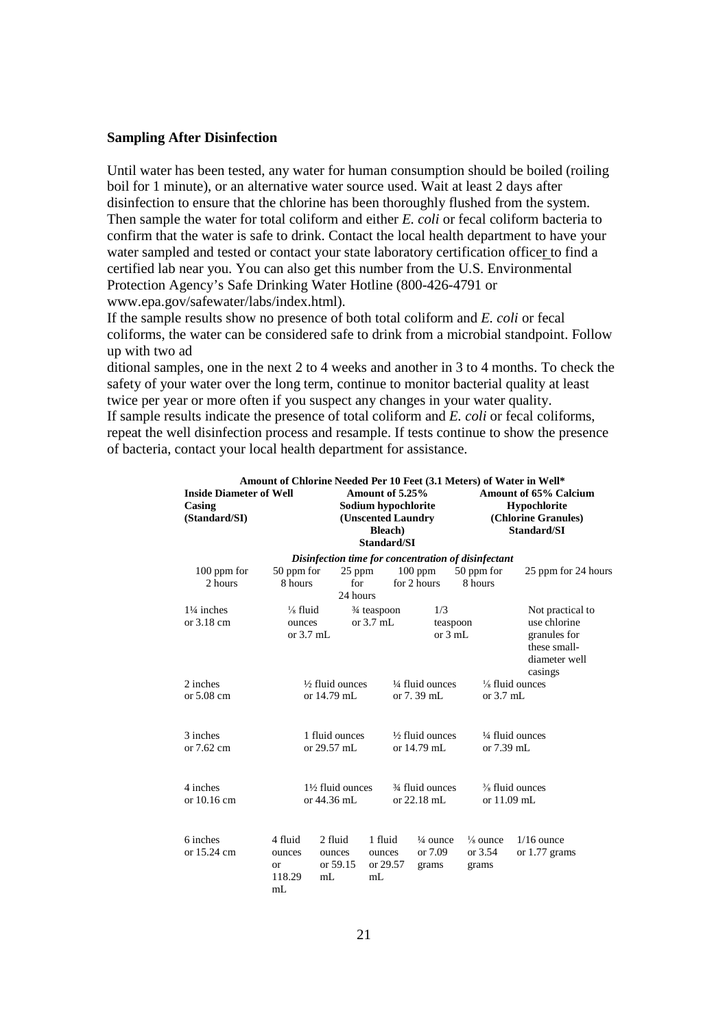**Sampling After Disinfection**

Until water has been tested, any water for human consumption should be boiled (roiling boil for 1 minute), or an alternative water source used. Wait at least 2 days after disinfection to ensure that the chlorine has been thoroughly flushed from the system. Then sample the water for total coliform and either *E. coli* or fecal coliform bacteria to confirm that the water is safe to drink. Contact the local health department to have your water sampled and tested or contact your state laboratory certification officer to find a certified lab near you. You can also get this number from the U.S. Environmental Protection Agency's Safe Drinking Water Hotline (800-426-4791 or www.epa.gov/safewater/labs/index.html).

If the sample results show no presence of both total coliform and *E. coli* or fecal coliforms, the water can be considered safe to drink from a microbial standpoint. Follow up with two ad

ditional samples, one in the next 2 to 4 weeks and another in 3 to 4 months. To check the safety of your water over the long term, continue to monitor bacterial quality at least twice per year or more often if you suspect any changes in your water quality.

If sample results indicate the presence of total coliform and *E. coli* or fecal coliforms, repeat the well disinfection process and resample. If tests continue to show the presence of bacteria, contact your local health department for assistance.

**Amount of Chlorine Needed Per 10 Feet (3.1 Meters) of Water in Well***

| Inside Diameter of Well Casing (Standard/SI) | Amount of 5.25% Sodium hypochlorite (Unscented Laundry Bleach) Standard/SI | | | Amount of 65% Calcium Hypochlorite (Chlorine Granules) Standard/SI | | |
|---|---|---|---|---|---|---|
| | ***Disinfection time for concentration of disinfectant*** | | | | | |
| | 100 ppm for 2 hours | 50 ppm for 8 hours | 25 ppm for 24 hours | 100 ppm for 2 hours | 50 ppm for 8 hours | 25 ppm for 24 hours |
| 1¼ inches or 3.18 cm | ⅛ fluid ounces or 3.7 mL | ¾ teaspoon or 3.7 mL | 1/3 teaspoon or 3 mL | Not practical to use chlorine granules for these small-diameter well casings | | |
| 2 inches or 5.08 cm | ½ fluid ounces or 14.79 mL | ¼ fluid ounces or 7. 39 mL | ⅛ fluid ounces or 3.7 mL | | | |
| 3 inches or 7.62 cm | 1 fluid ounces or 29.57 mL | ½ fluid ounces or 14.79 mL | ¼ fluid ounces or 7.39 mL | | | |
| 4 inches or 10.16 cm | 1½ fluid ounces or 44.36 mL | ¾ fluid ounces or 22.18 mL | ⅜ fluid ounces or 11.09 mL | | | |
| 6 inches or 15.24 cm | 4 fluid ounces or 118.29 mL | 2 fluid ounces or 59.15 mL | 1 fluid ounces or 29.57 mL | ¼ ounce or 7.09 grams | ⅛ ounce or 3.54 grams | 1/16 ounce or 1.77 grams |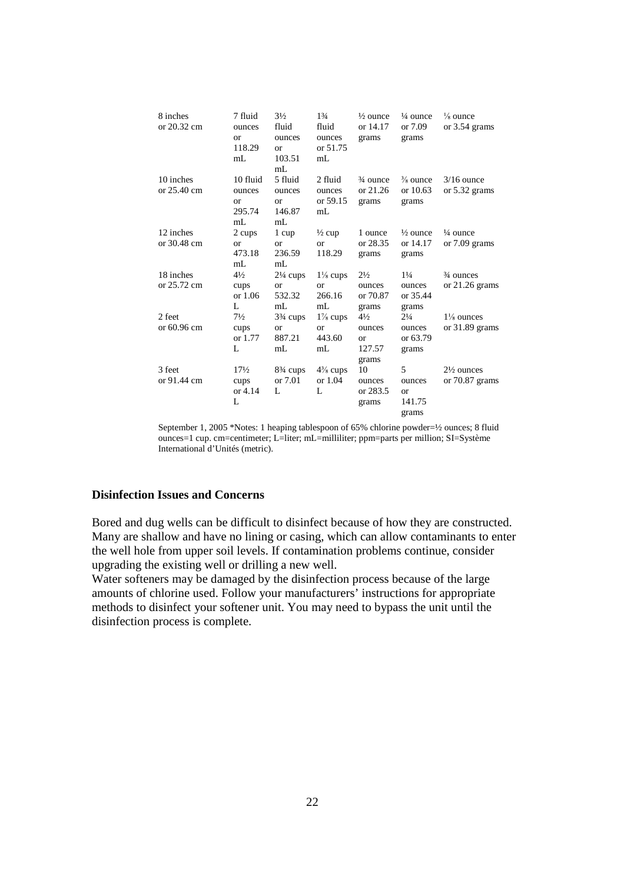| | | | | | | |
|---|---|---|---|---|---|---|
| 8 inches or 20.32 cm | 7 fluid ounces or 118.29 mL | 3½ fluid ounces or 103.51 mL | 1¾ fluid ounces or 51.75 mL | ½ ounce or 14.17 grams | ¼ ounce or 7.09 grams | ⅛ ounce or 3.54 grams |
| 10 inches or 25.40 cm | 10 fluid ounces or 295.74 mL | 5 fluid ounces or 146.87 mL | 2 fluid ounces or 59.15 mL | ¾ ounce or 21.26 grams | ⅜ ounce or 10.63 grams | 3/16 ounce or 5.32 grams |
| 12 inches or 30.48 cm | 2 cups or 473.18 mL | 1 cup or 236.59 mL | ½ cup or 118.29 | 1 ounce or 28.35 grams | ½ ounce or 14.17 grams | ¼ ounce or 7.09 grams |
| 18 inches or 25.72 cm | 4½ cups or 1.06 L | 2¼ cups or 532.32 mL | 1⅛ cups or 266.16 mL | 2½ ounces or 70.87 grams | 1¼ ounces or 35.44 grams | ¾ ounces or 21.26 grams |
| 2 feet or 60.96 cm | 7½ cups or 1.77 L | 3¾ cups or 887.21 mL | 1⅞ cups or 443.60 mL | 4½ ounces or 127.57 grams | 2¼ ounces or 63.79 grams | 1⅛ ounces or 31.89 grams |
| 3 feet or 91.44 cm | 17½ cups or 4.14 L | 8¾ cups or 7.01 L | 4⅜ cups or 1.04 L | 10 ounces or 283.5 grams | 5 ounces or 141.75 grams | 2½ ounces or 70.87 grams |

September 1, 2005 *Notes: 1 heaping tablespoon of 65% chlorine powder=½ ounces; 8 fluid ounces=1 cup. cm=centimeter; L=liter; mL=milliliter; ppm=parts per million; SI=Système International d'Unités (metric).

### Disinfection Issues and Concerns

Bored and dug wells can be difficult to disinfect because of how they are constructed. Many are shallow and have no lining or casing, which can allow contaminants to enter the well hole from upper soil levels. If contamination problems continue, consider upgrading the existing well or drilling a new well.

Water softeners may be damaged by the disinfection process because of the large amounts of chlorine used. Follow your manufacturers' instructions for appropriate methods to disinfect your softener unit. You may need to bypass the unit until the disinfection process is complete.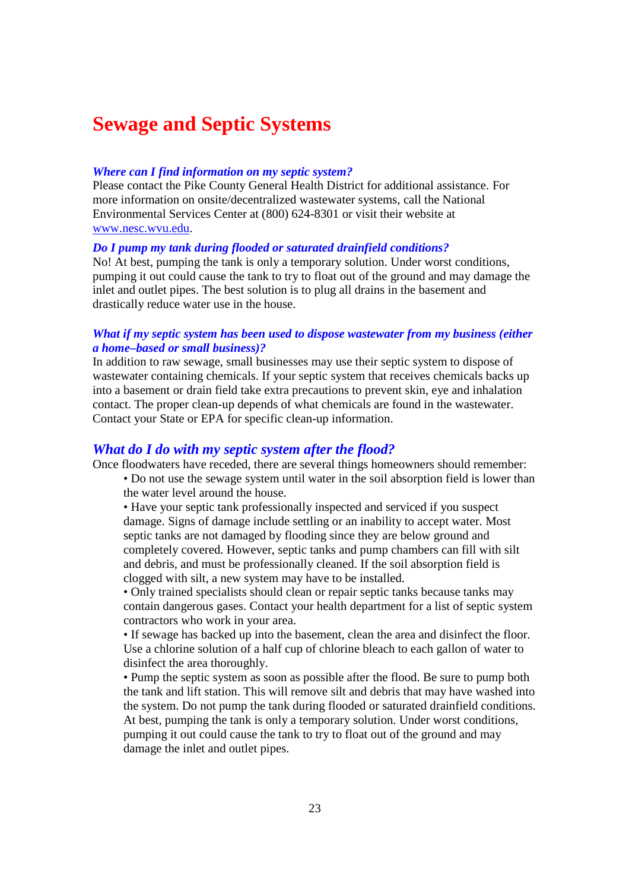# Sewage and Septic Systems

***Where can I find information on my septic system?***

Please contact the Pike County General Health District for additional assistance. For more information on onsite/decentralized wastewater systems, call the National Environmental Services Center at (800) 624-8301 or visit their website at www.nesc.wvu.edu.

***Do I pump my tank during flooded or saturated drainfield conditions?***

No! At best, pumping the tank is only a temporary solution. Under worst conditions, pumping it out could cause the tank to try to float out of the ground and may damage the inlet and outlet pipes. The best solution is to plug all drains in the basement and drastically reduce water use in the house.

***What if my septic system has been used to dispose wastewater from my business (either a home–based or small business)?***

In addition to raw sewage, small businesses may use their septic system to dispose of wastewater containing chemicals. If your septic system that receives chemicals backs up into a basement or drain field take extra precautions to prevent skin, eye and inhalation contact. The proper clean-up depends of what chemicals are found in the wastewater. Contact your State or EPA for specific clean-up information.

## *What do I do with my septic system after the flood?*

Once floodwaters have receded, there are several things homeowners should remember:

- Do not use the sewage system until water in the soil absorption field is lower than the water level around the house.
- Have your septic tank professionally inspected and serviced if you suspect damage. Signs of damage include settling or an inability to accept water. Most septic tanks are not damaged by flooding since they are below ground and completely covered. However, septic tanks and pump chambers can fill with silt and debris, and must be professionally cleaned. If the soil absorption field is clogged with silt, a new system may have to be installed.
- Only trained specialists should clean or repair septic tanks because tanks may contain dangerous gases. Contact your health department for a list of septic system contractors who work in your area.
- If sewage has backed up into the basement, clean the area and disinfect the floor. Use a chlorine solution of a half cup of chlorine bleach to each gallon of water to disinfect the area thoroughly.
- Pump the septic system as soon as possible after the flood. Be sure to pump both the tank and lift station. This will remove silt and debris that may have washed into the system. Do not pump the tank during flooded or saturated drainfield conditions. At best, pumping the tank is only a temporary solution. Under worst conditions, pumping it out could cause the tank to try to float out of the ground and may damage the inlet and outlet pipes.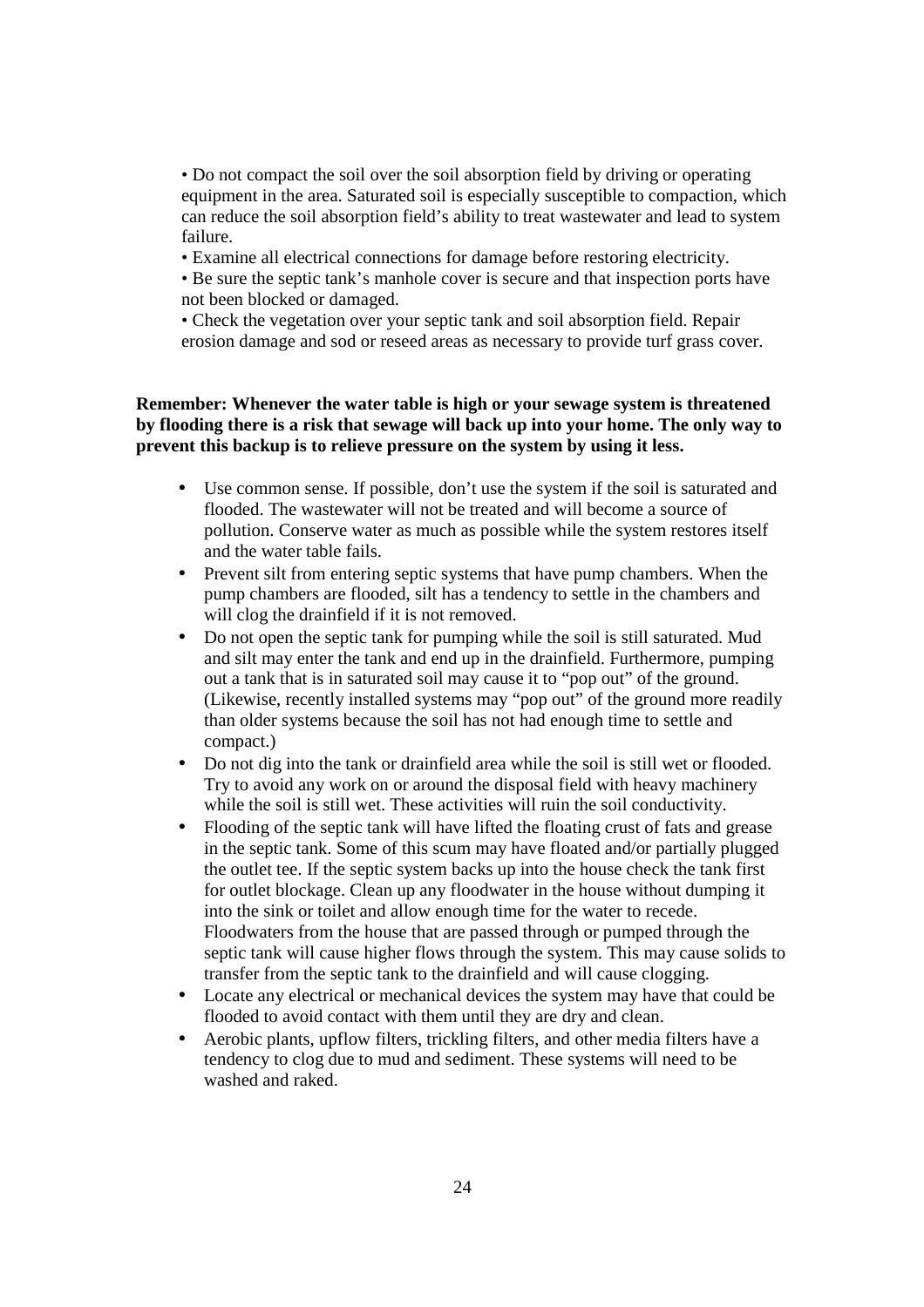- Do not compact the soil over the soil absorption field by driving or operating equipment in the area. Saturated soil is especially susceptible to compaction, which can reduce the soil absorption field's ability to treat wastewater and lead to system failure.
- Examine all electrical connections for damage before restoring electricity.
- Be sure the septic tank's manhole cover is secure and that inspection ports have not been blocked or damaged.
- Check the vegetation over your septic tank and soil absorption field. Repair erosion damage and sod or reseed areas as necessary to provide turf grass cover.

**Remember: Whenever the water table is high or your sewage system is threatened by flooding there is a risk that sewage will back up into your home. The only way to prevent this backup is to relieve pressure on the system by using it less.**

- Use common sense. If possible, don't use the system if the soil is saturated and flooded. The wastewater will not be treated and will become a source of pollution. Conserve water as much as possible while the system restores itself and the water table fails.
- Prevent silt from entering septic systems that have pump chambers. When the pump chambers are flooded, silt has a tendency to settle in the chambers and will clog the drainfield if it is not removed.
- Do not open the septic tank for pumping while the soil is still saturated. Mud and silt may enter the tank and end up in the drainfield. Furthermore, pumping out a tank that is in saturated soil may cause it to "pop out" of the ground. (Likewise, recently installed systems may "pop out" of the ground more readily than older systems because the soil has not had enough time to settle and compact.)
- Do not dig into the tank or drainfield area while the soil is still wet or flooded. Try to avoid any work on or around the disposal field with heavy machinery while the soil is still wet. These activities will ruin the soil conductivity.
- Flooding of the septic tank will have lifted the floating crust of fats and grease in the septic tank. Some of this scum may have floated and/or partially plugged the outlet tee. If the septic system backs up into the house check the tank first for outlet blockage. Clean up any floodwater in the house without dumping it into the sink or toilet and allow enough time for the water to recede. Floodwaters from the house that are passed through or pumped through the septic tank will cause higher flows through the system. This may cause solids to transfer from the septic tank to the drainfield and will cause clogging.
- Locate any electrical or mechanical devices the system may have that could be flooded to avoid contact with them until they are dry and clean.
- Aerobic plants, upflow filters, trickling filters, and other media filters have a tendency to clog due to mud and sediment. These systems will need to be washed and raked.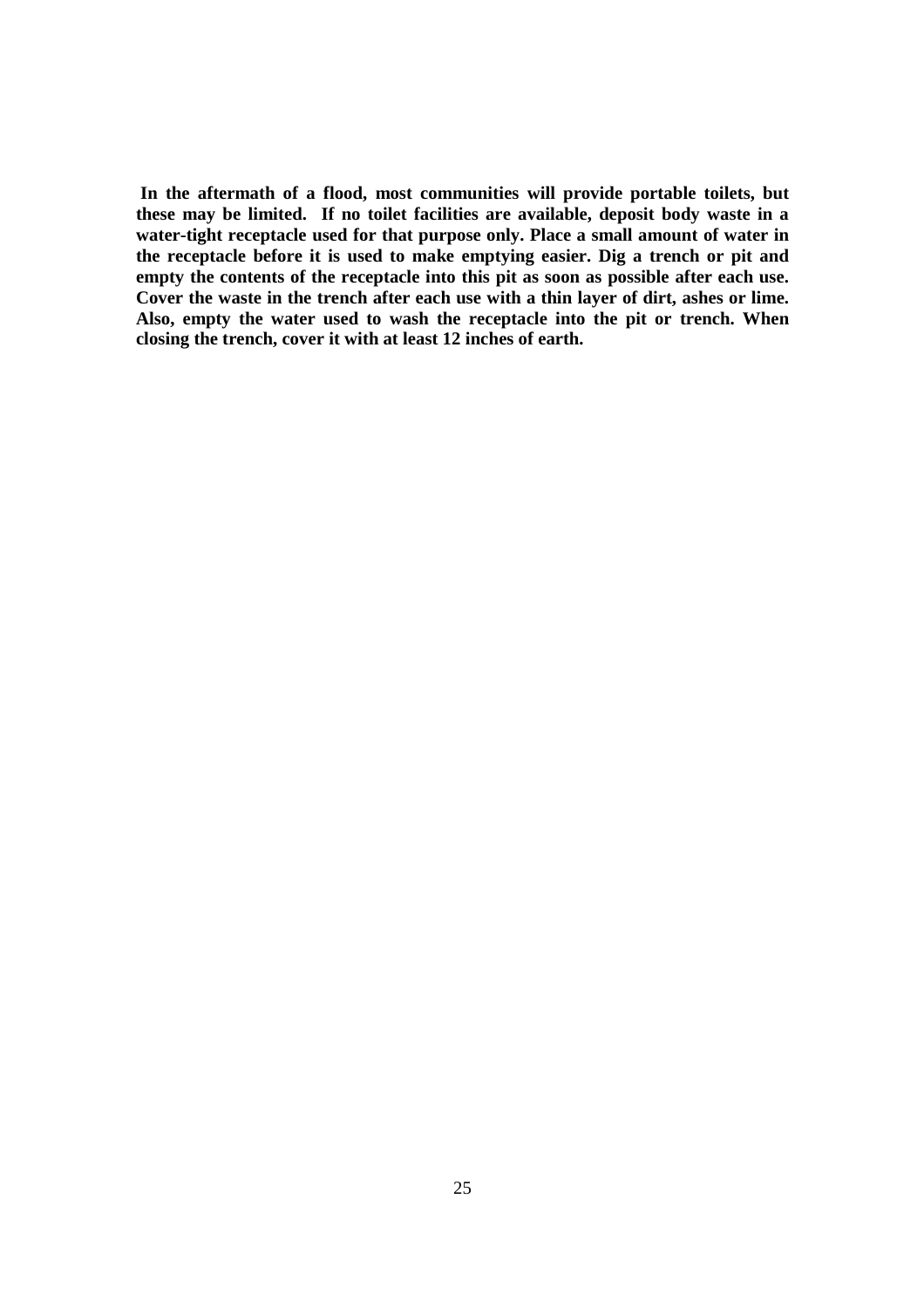**In the aftermath of a flood, most communities will provide portable toilets, but these may be limited. If no toilet facilities are available, deposit body waste in a water-tight receptacle used for that purpose only. Place a small amount of water in the receptacle before it is used to make emptying easier. Dig a trench or pit and empty the contents of the receptacle into this pit as soon as possible after each use. Cover the waste in the trench after each use with a thin layer of dirt, ashes or lime. Also, empty the water used to wash the receptacle into the pit or trench. When closing the trench, cover it with at least 12 inches of earth.**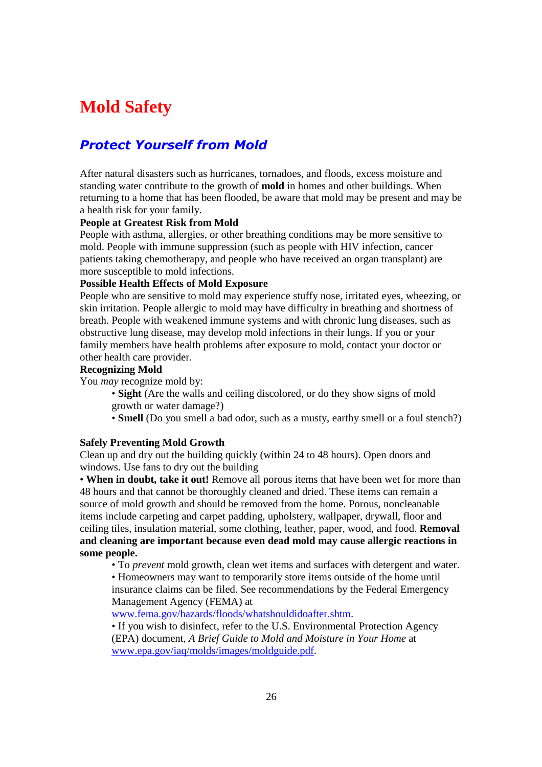# Mold Safety

## *Protect Yourself from Mold*

After natural disasters such as hurricanes, tornadoes, and floods, excess moisture and standing water contribute to the growth of **mold** in homes and other buildings. When returning to a home that has been flooded, be aware that mold may be present and may be a health risk for your family.

**People at Greatest Risk from Mold**

People with asthma, allergies, or other breathing conditions may be more sensitive to mold. People with immune suppression (such as people with HIV infection, cancer patients taking chemotherapy, and people who have received an organ transplant) are more susceptible to mold infections.

**Possible Health Effects of Mold Exposure**

People who are sensitive to mold may experience stuffy nose, irritated eyes, wheezing, or skin irritation. People allergic to mold may have difficulty in breathing and shortness of breath. People with weakened immune systems and with chronic lung diseases, such as obstructive lung disease, may develop mold infections in their lungs. If you or your family members have health problems after exposure to mold, contact your doctor or other health care provider.

**Recognizing Mold**

You *may* recognize mold by:

- **Sight** (Are the walls and ceiling discolored, or do they show signs of mold growth or water damage?)
- **Smell** (Do you smell a bad odor, such as a musty, earthy smell or a foul stench?)

**Safely Preventing Mold Growth**

Clean up and dry out the building quickly (within 24 to 48 hours). Open doors and windows. Use fans to dry out the building

- **When in doubt, take it out!** Remove all porous items that have been wet for more than 48 hours and that cannot be thoroughly cleaned and dried. These items can remain a source of mold growth and should be removed from the home. Porous, noncleanable items include carpeting and carpet padding, upholstery, wallpaper, drywall, floor and ceiling tiles, insulation material, some clothing, leather, paper, wood, and food. **Removal and cleaning are important because even dead mold may cause allergic reactions in some people.**
  - To *prevent* mold growth, clean wet items and surfaces with detergent and water.
  - Homeowners may want to temporarily store items outside of the home until insurance claims can be filed. See recommendations by the Federal Emergency Management Agency (FEMA) at www.fema.gov/hazards/floods/whatshouldidoafter.shtm.
  - If you wish to disinfect, refer to the U.S. Environmental Protection Agency (EPA) document, *A Brief Guide to Mold and Moisture in Your Home* at www.epa.gov/iaq/molds/images/moldguide.pdf.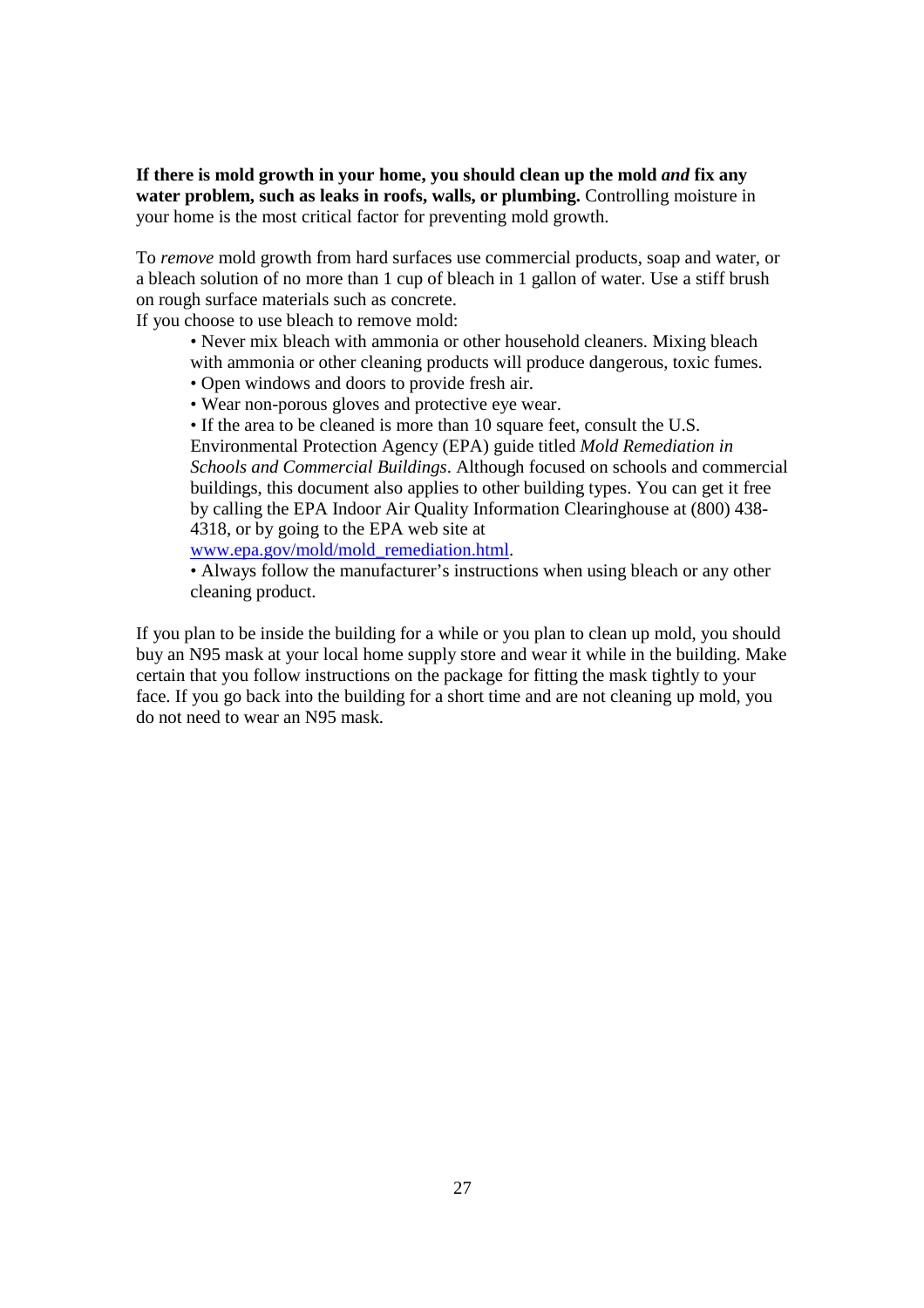**If there is mold growth in your home, you should clean up the mold *and* fix any water problem, such as leaks in roofs, walls, or plumbing.** Controlling moisture in your home is the most critical factor for preventing mold growth.

To *remove* mold growth from hard surfaces use commercial products, soap and water, or a bleach solution of no more than 1 cup of bleach in 1 gallon of water. Use a stiff brush on rough surface materials such as concrete.

If you choose to use bleach to remove mold:

- Never mix bleach with ammonia or other household cleaners. Mixing bleach with ammonia or other cleaning products will produce dangerous, toxic fumes.
- Open windows and doors to provide fresh air.
- Wear non-porous gloves and protective eye wear.
- If the area to be cleaned is more than 10 square feet, consult the U.S. Environmental Protection Agency (EPA) guide titled *Mold Remediation in Schools and Commercial Buildings*. Although focused on schools and commercial buildings, this document also applies to other building types. You can get it free by calling the EPA Indoor Air Quality Information Clearinghouse at (800) 438-4318, or by going to the EPA web site at [www.epa.gov/mold/mold_remediation.html](www.epa.gov/mold/mold_remediation.html).
- Always follow the manufacturer's instructions when using bleach or any other cleaning product.

If you plan to be inside the building for a while or you plan to clean up mold, you should buy an N95 mask at your local home supply store and wear it while in the building. Make certain that you follow instructions on the package for fitting the mask tightly to your face. If you go back into the building for a short time and are not cleaning up mold, you do not need to wear an N95 mask.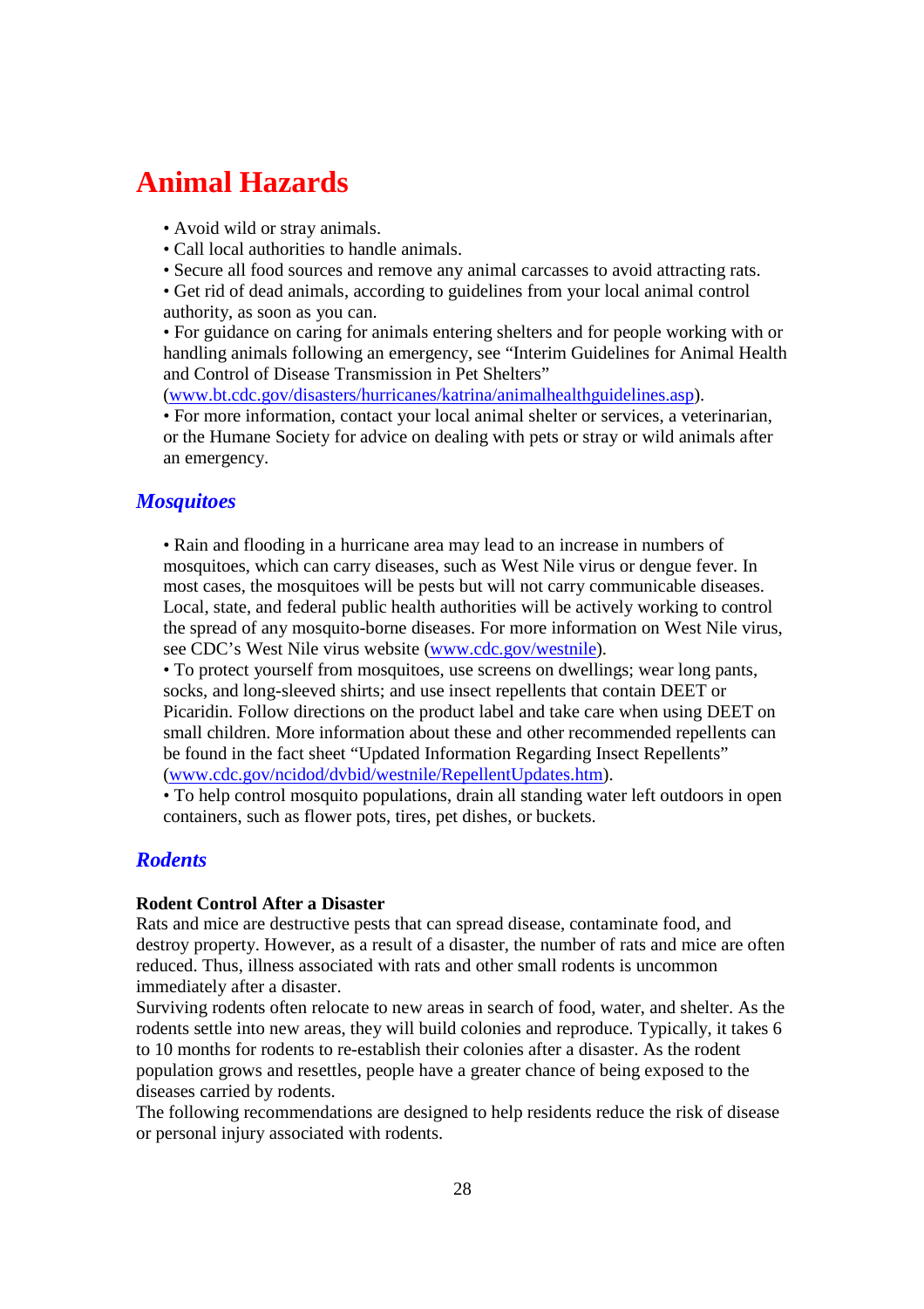# Animal Hazards

- Avoid wild or stray animals.
- Call local authorities to handle animals.
- Secure all food sources and remove any animal carcasses to avoid attracting rats.
- Get rid of dead animals, according to guidelines from your local animal control authority, as soon as you can.
- For guidance on caring for animals entering shelters and for people working with or handling animals following an emergency, see "Interim Guidelines for Animal Health and Control of Disease Transmission in Pet Shelters" (www.bt.cdc.gov/disasters/hurricanes/katrina/animalhealthguidelines.asp).
- For more information, contact your local animal shelter or services, a veterinarian, or the Humane Society for advice on dealing with pets or stray or wild animals after an emergency.

## *Mosquitoes*

- Rain and flooding in a hurricane area may lead to an increase in numbers of mosquitoes, which can carry diseases, such as West Nile virus or dengue fever. In most cases, the mosquitoes will be pests but will not carry communicable diseases. Local, state, and federal public health authorities will be actively working to control the spread of any mosquito-borne diseases. For more information on West Nile virus, see CDC's West Nile virus website (www.cdc.gov/westnile).
- To protect yourself from mosquitoes, use screens on dwellings; wear long pants, socks, and long-sleeved shirts; and use insect repellents that contain DEET or Picaridin. Follow directions on the product label and take care when using DEET on small children. More information about these and other recommended repellents can be found in the fact sheet "Updated Information Regarding Insect Repellents" (www.cdc.gov/ncidod/dvbid/westnile/RepellentUpdates.htm).
- To help control mosquito populations, drain all standing water left outdoors in open containers, such as flower pots, tires, pet dishes, or buckets.

## *Rodents*

**Rodent Control After a Disaster**

Rats and mice are destructive pests that can spread disease, contaminate food, and destroy property. However, as a result of a disaster, the number of rats and mice are often reduced. Thus, illness associated with rats and other small rodents is uncommon immediately after a disaster.

Surviving rodents often relocate to new areas in search of food, water, and shelter. As the rodents settle into new areas, they will build colonies and reproduce. Typically, it takes 6 to 10 months for rodents to re-establish their colonies after a disaster. As the rodent population grows and resettles, people have a greater chance of being exposed to the diseases carried by rodents.

The following recommendations are designed to help residents reduce the risk of disease or personal injury associated with rodents.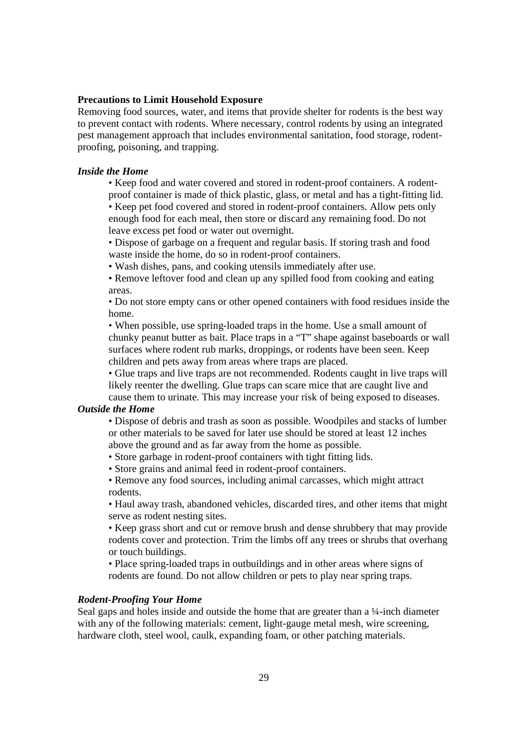**Precautions to Limit Household Exposure**

Removing food sources, water, and items that provide shelter for rodents is the best way to prevent contact with rodents. Where necessary, control rodents by using an integrated pest management approach that includes environmental sanitation, food storage, rodent-proofing, poisoning, and trapping.

***Inside the Home***

- Keep food and water covered and stored in rodent-proof containers. A rodent-proof container is made of thick plastic, glass, or metal and has a tight-fitting lid.
- Keep pet food covered and stored in rodent-proof containers. Allow pets only enough food for each meal, then store or discard any remaining food. Do not leave excess pet food or water out overnight.
- Dispose of garbage on a frequent and regular basis. If storing trash and food waste inside the home, do so in rodent-proof containers.
- Wash dishes, pans, and cooking utensils immediately after use.
- Remove leftover food and clean up any spilled food from cooking and eating areas.
- Do not store empty cans or other opened containers with food residues inside the home.
- When possible, use spring-loaded traps in the home. Use a small amount of chunky peanut butter as bait. Place traps in a "T" shape against baseboards or wall surfaces where rodent rub marks, droppings, or rodents have been seen. Keep children and pets away from areas where traps are placed.
- Glue traps and live traps are not recommended. Rodents caught in live traps will likely reenter the dwelling. Glue traps can scare mice that are caught live and cause them to urinate. This may increase your risk of being exposed to diseases.

***Outside the Home***

- Dispose of debris and trash as soon as possible. Woodpiles and stacks of lumber or other materials to be saved for later use should be stored at least 12 inches above the ground and as far away from the home as possible.
- Store garbage in rodent-proof containers with tight fitting lids.
- Store grains and animal feed in rodent-proof containers.
- Remove any food sources, including animal carcasses, which might attract rodents.
- Haul away trash, abandoned vehicles, discarded tires, and other items that might serve as rodent nesting sites.
- Keep grass short and cut or remove brush and dense shrubbery that may provide rodents cover and protection. Trim the limbs off any trees or shrubs that overhang or touch buildings.
- Place spring-loaded traps in outbuildings and in other areas where signs of rodents are found. Do not allow children or pets to play near spring traps.

***Rodent-Proofing Your Home***

Seal gaps and holes inside and outside the home that are greater than a ¼-inch diameter with any of the following materials: cement, light-gauge metal mesh, wire screening, hardware cloth, steel wool, caulk, expanding foam, or other patching materials.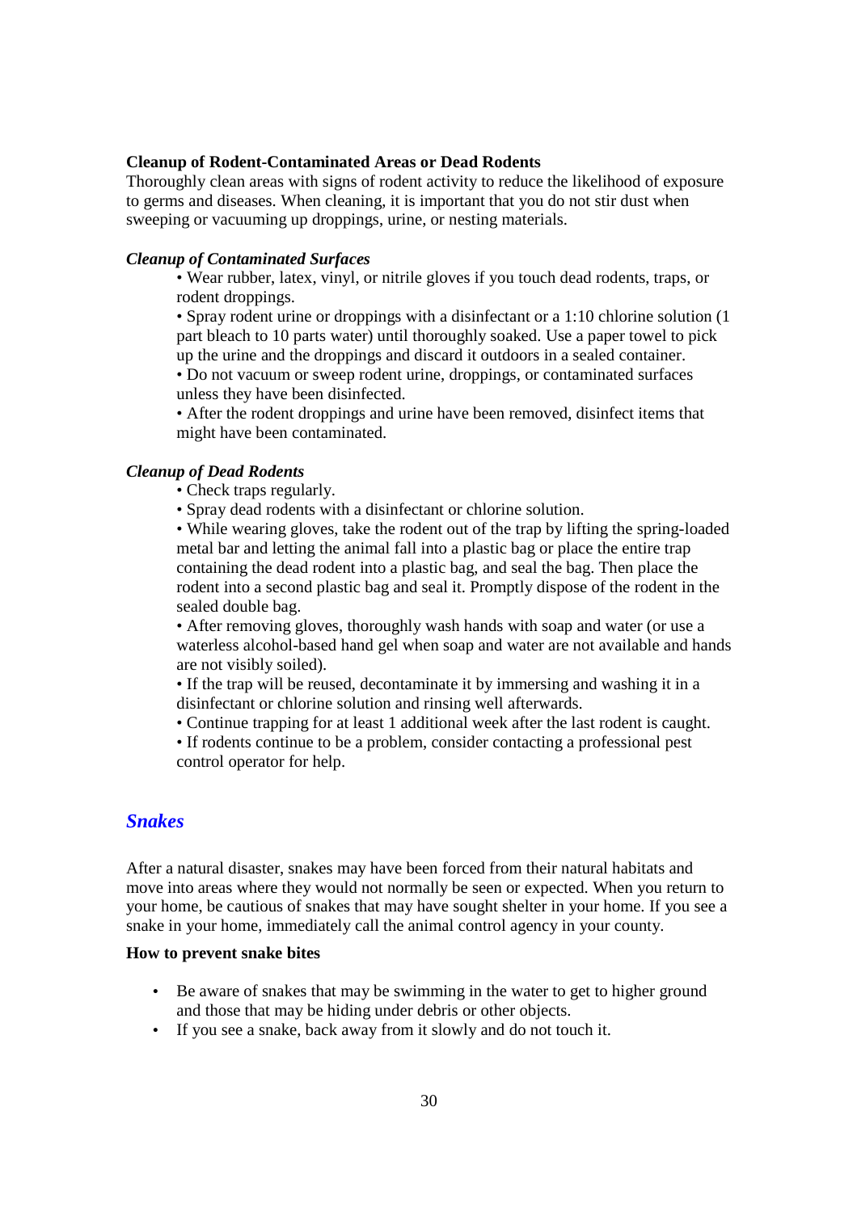**Cleanup of Rodent-Contaminated Areas or Dead Rodents**

Thoroughly clean areas with signs of rodent activity to reduce the likelihood of exposure to germs and diseases. When cleaning, it is important that you do not stir dust when sweeping or vacuuming up droppings, urine, or nesting materials.

***Cleanup of Contaminated Surfaces***

- Wear rubber, latex, vinyl, or nitrile gloves if you touch dead rodents, traps, or rodent droppings.
- Spray rodent urine or droppings with a disinfectant or a 1:10 chlorine solution (1 part bleach to 10 parts water) until thoroughly soaked. Use a paper towel to pick up the urine and the droppings and discard it outdoors in a sealed container.
- Do not vacuum or sweep rodent urine, droppings, or contaminated surfaces unless they have been disinfected.
- After the rodent droppings and urine have been removed, disinfect items that might have been contaminated.

***Cleanup of Dead Rodents***

- Check traps regularly.
- Spray dead rodents with a disinfectant or chlorine solution.
- While wearing gloves, take the rodent out of the trap by lifting the spring-loaded metal bar and letting the animal fall into a plastic bag or place the entire trap containing the dead rodent into a plastic bag, and seal the bag. Then place the rodent into a second plastic bag and seal it. Promptly dispose of the rodent in the sealed double bag.
- After removing gloves, thoroughly wash hands with soap and water (or use a waterless alcohol-based hand gel when soap and water are not available and hands are not visibly soiled).
- If the trap will be reused, decontaminate it by immersing and washing it in a disinfectant or chlorine solution and rinsing well afterwards.
- Continue trapping for at least 1 additional week after the last rodent is caught.
- If rodents continue to be a problem, consider contacting a professional pest control operator for help.

## *Snakes*

After a natural disaster, snakes may have been forced from their natural habitats and move into areas where they would not normally be seen or expected. When you return to your home, be cautious of snakes that may have sought shelter in your home. If you see a snake in your home, immediately call the animal control agency in your county.

**How to prevent snake bites**

- Be aware of snakes that may be swimming in the water to get to higher ground and those that may be hiding under debris or other objects.
- If you see a snake, back away from it slowly and do not touch it.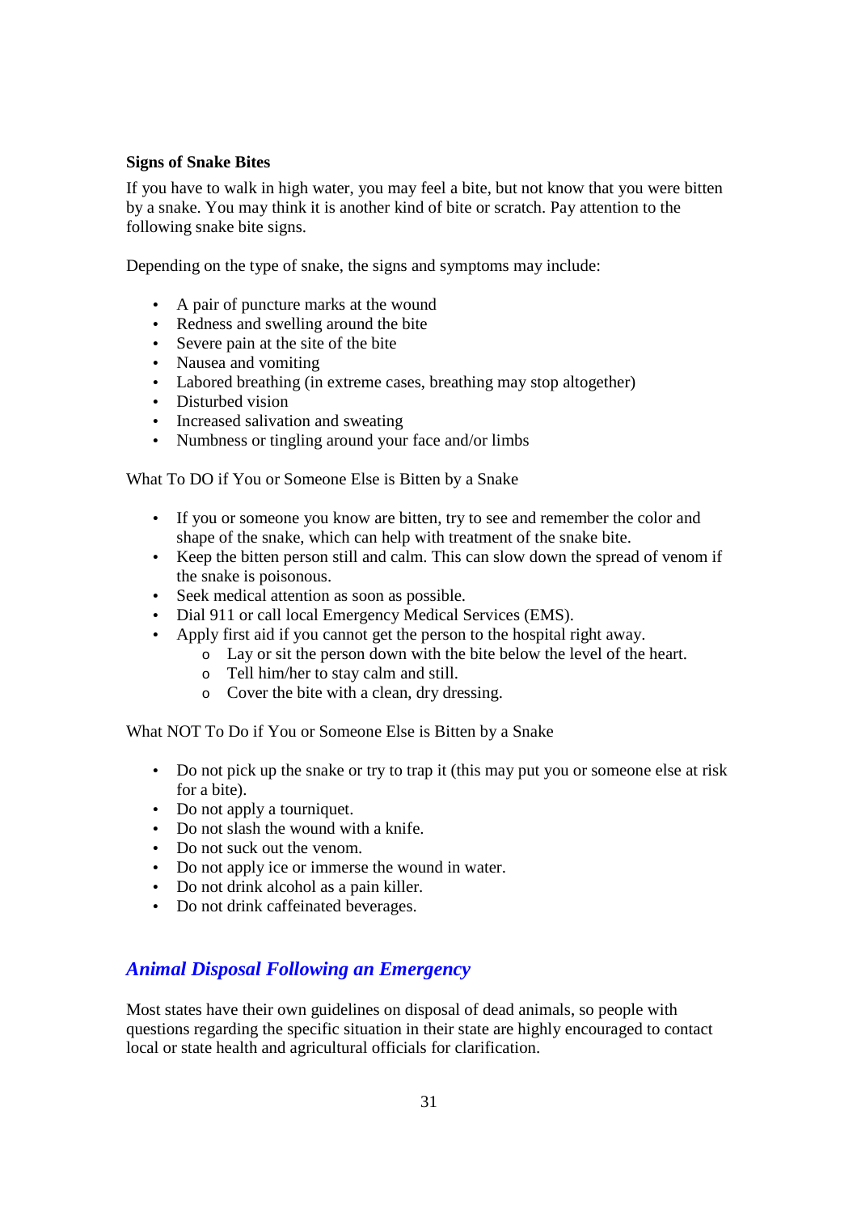### Signs of Snake Bites

If you have to walk in high water, you may feel a bite, but not know that you were bitten by a snake. You may think it is another kind of bite or scratch. Pay attention to the following snake bite signs.

Depending on the type of snake, the signs and symptoms may include:

- A pair of puncture marks at the wound
- Redness and swelling around the bite
- Severe pain at the site of the bite
- Nausea and vomiting
- Labored breathing (in extreme cases, breathing may stop altogether)
- Disturbed vision
- Increased salivation and sweating
- Numbness or tingling around your face and/or limbs

What To DO if You or Someone Else is Bitten by a Snake

- If you or someone you know are bitten, try to see and remember the color and shape of the snake, which can help with treatment of the snake bite.
- Keep the bitten person still and calm. This can slow down the spread of venom if the snake is poisonous.
- Seek medical attention as soon as possible.
- Dial 911 or call local Emergency Medical Services (EMS).
- Apply first aid if you cannot get the person to the hospital right away.
    - Lay or sit the person down with the bite below the level of the heart.
    - Tell him/her to stay calm and still.
    - Cover the bite with a clean, dry dressing.

What NOT To Do if You or Someone Else is Bitten by a Snake

- Do not pick up the snake or try to trap it (this may put you or someone else at risk for a bite).
- Do not apply a tourniquet.
- Do not slash the wound with a knife.
- Do not suck out the venom.
- Do not apply ice or immerse the wound in water.
- Do not drink alcohol as a pain killer.
- Do not drink caffeinated beverages.

## *Animal Disposal Following an Emergency*

Most states have their own guidelines on disposal of dead animals, so people with questions regarding the specific situation in their state are highly encouraged to contact local or state health and agricultural officials for clarification.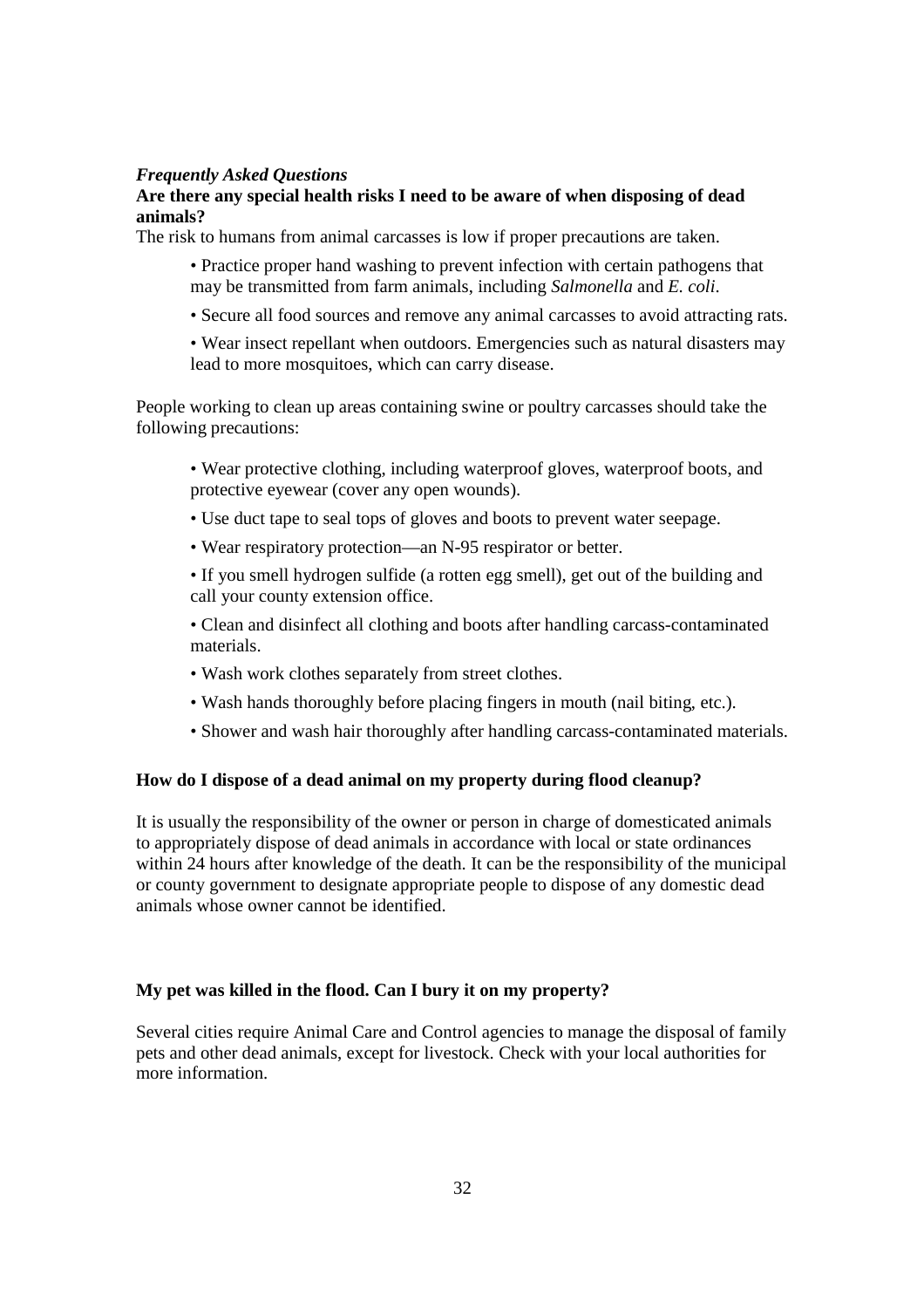***Frequently Asked Questions***

**Are there any special health risks I need to be aware of when disposing of dead animals?**

The risk to humans from animal carcasses is low if proper precautions are taken.

- Practice proper hand washing to prevent infection with certain pathogens that may be transmitted from farm animals, including *Salmonella* and *E. coli*.
- Secure all food sources and remove any animal carcasses to avoid attracting rats.
- Wear insect repellant when outdoors. Emergencies such as natural disasters may lead to more mosquitoes, which can carry disease.

People working to clean up areas containing swine or poultry carcasses should take the following precautions:

- Wear protective clothing, including waterproof gloves, waterproof boots, and protective eyewear (cover any open wounds).
- Use duct tape to seal tops of gloves and boots to prevent water seepage.
- Wear respiratory protection—an N-95 respirator or better.
- If you smell hydrogen sulfide (a rotten egg smell), get out of the building and call your county extension office.
- Clean and disinfect all clothing and boots after handling carcass-contaminated materials.
- Wash work clothes separately from street clothes.
- Wash hands thoroughly before placing fingers in mouth (nail biting, etc.).
- Shower and wash hair thoroughly after handling carcass-contaminated materials.

**How do I dispose of a dead animal on my property during flood cleanup?**

It is usually the responsibility of the owner or person in charge of domesticated animals to appropriately dispose of dead animals in accordance with local or state ordinances within 24 hours after knowledge of the death. It can be the responsibility of the municipal or county government to designate appropriate people to dispose of any domestic dead animals whose owner cannot be identified.

**My pet was killed in the flood. Can I bury it on my property?**

Several cities require Animal Care and Control agencies to manage the disposal of family pets and other dead animals, except for livestock. Check with your local authorities for more information.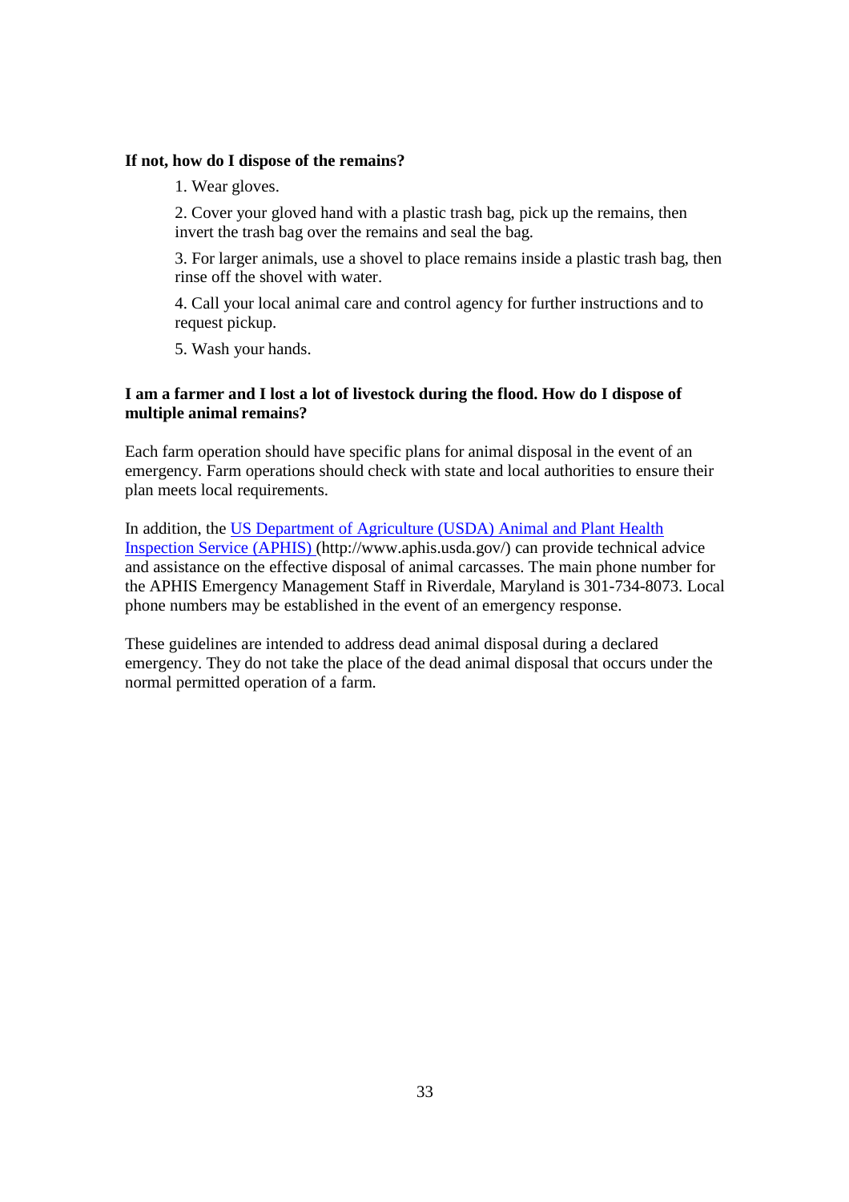**If not, how do I dispose of the remains?**

1. Wear gloves.

2. Cover your gloved hand with a plastic trash bag, pick up the remains, then invert the trash bag over the remains and seal the bag.

3. For larger animals, use a shovel to place remains inside a plastic trash bag, then rinse off the shovel with water.

4. Call your local animal care and control agency for further instructions and to request pickup.

5. Wash your hands.

**I am a farmer and I lost a lot of livestock during the flood. How do I dispose of multiple animal remains?**

Each farm operation should have specific plans for animal disposal in the event of an emergency. Farm operations should check with state and local authorities to ensure their plan meets local requirements.

In addition, the [US Department of Agriculture (USDA) Animal and Plant Health Inspection Service (APHIS)](http://www.aphis.usda.gov/) (http://www.aphis.usda.gov/) can provide technical advice and assistance on the effective disposal of animal carcasses. The main phone number for the APHIS Emergency Management Staff in Riverdale, Maryland is 301-734-8073. Local phone numbers may be established in the event of an emergency response.

These guidelines are intended to address dead animal disposal during a declared emergency. They do not take the place of the dead animal disposal that occurs under the normal permitted operation of a farm.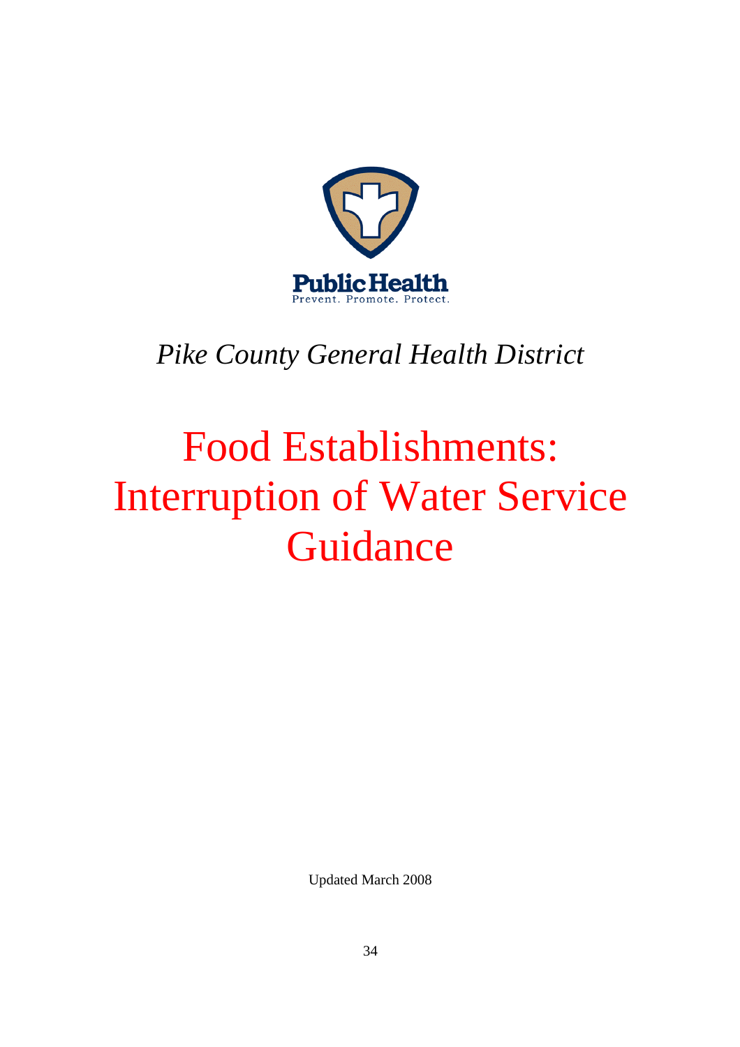Public Health
Prevent. Promote. Protect.

*Pike County General Health District*

# Food Establishments: Interruption of Water Service Guidance

Updated March 2008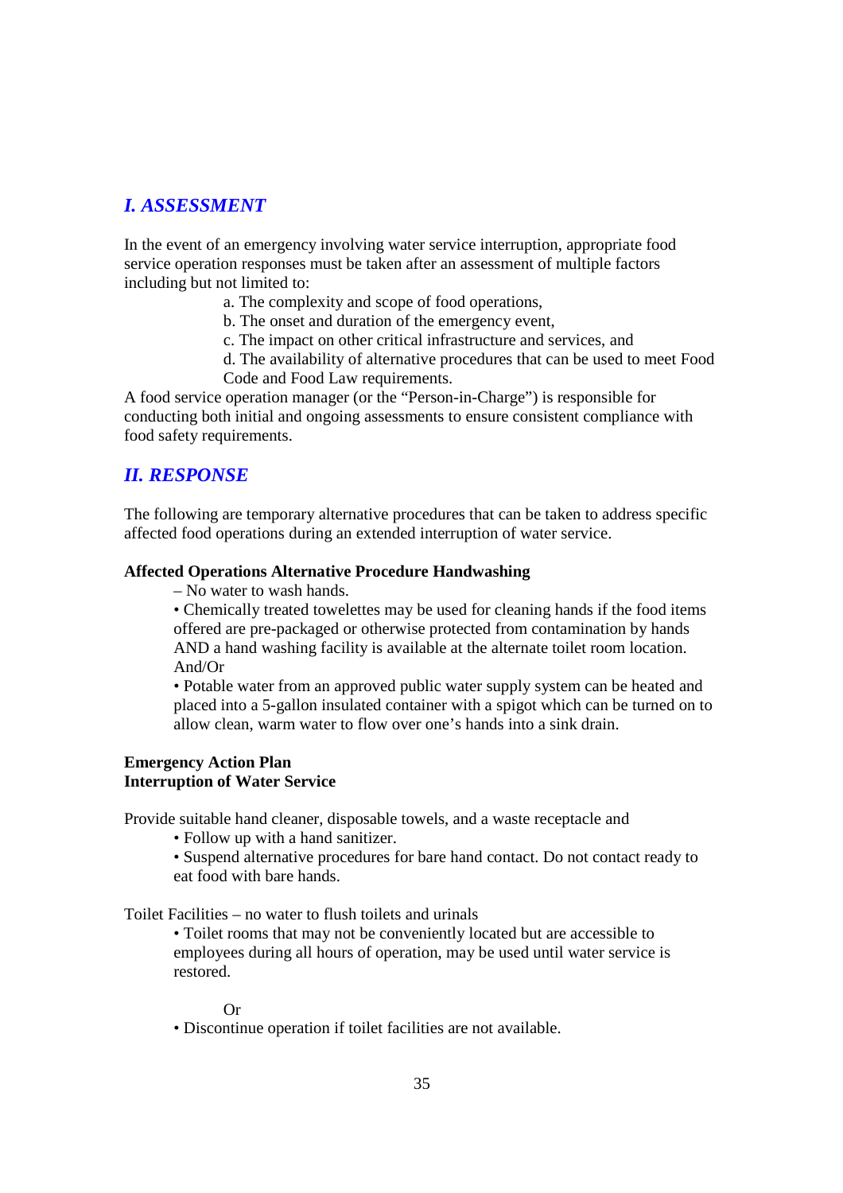## *I. ASSESSMENT*

In the event of an emergency involving water service interruption, appropriate food service operation responses must be taken after an assessment of multiple factors including but not limited to:

a. The complexity and scope of food operations,

b. The onset and duration of the emergency event,

c. The impact on other critical infrastructure and services, and

d. The availability of alternative procedures that can be used to meet Food Code and Food Law requirements.

A food service operation manager (or the "Person-in-Charge") is responsible for conducting both initial and ongoing assessments to ensure consistent compliance with food safety requirements.

## *II. RESPONSE*

The following are temporary alternative procedures that can be taken to address specific affected food operations during an extended interruption of water service.

**Affected Operations Alternative Procedure Handwashing**

– No water to wash hands.

• Chemically treated towelettes may be used for cleaning hands if the food items offered are pre-packaged or otherwise protected from contamination by hands AND a hand washing facility is available at the alternate toilet room location. And/Or

• Potable water from an approved public water supply system can be heated and placed into a 5-gallon insulated container with a spigot which can be turned on to allow clean, warm water to flow over one's hands into a sink drain.

**Emergency Action Plan**
**Interruption of Water Service**

Provide suitable hand cleaner, disposable towels, and a waste receptacle and

• Follow up with a hand sanitizer.

• Suspend alternative procedures for bare hand contact. Do not contact ready to eat food with bare hands.

Toilet Facilities – no water to flush toilets and urinals

• Toilet rooms that may not be conveniently located but are accessible to employees during all hours of operation, may be used until water service is restored.

Or

• Discontinue operation if toilet facilities are not available.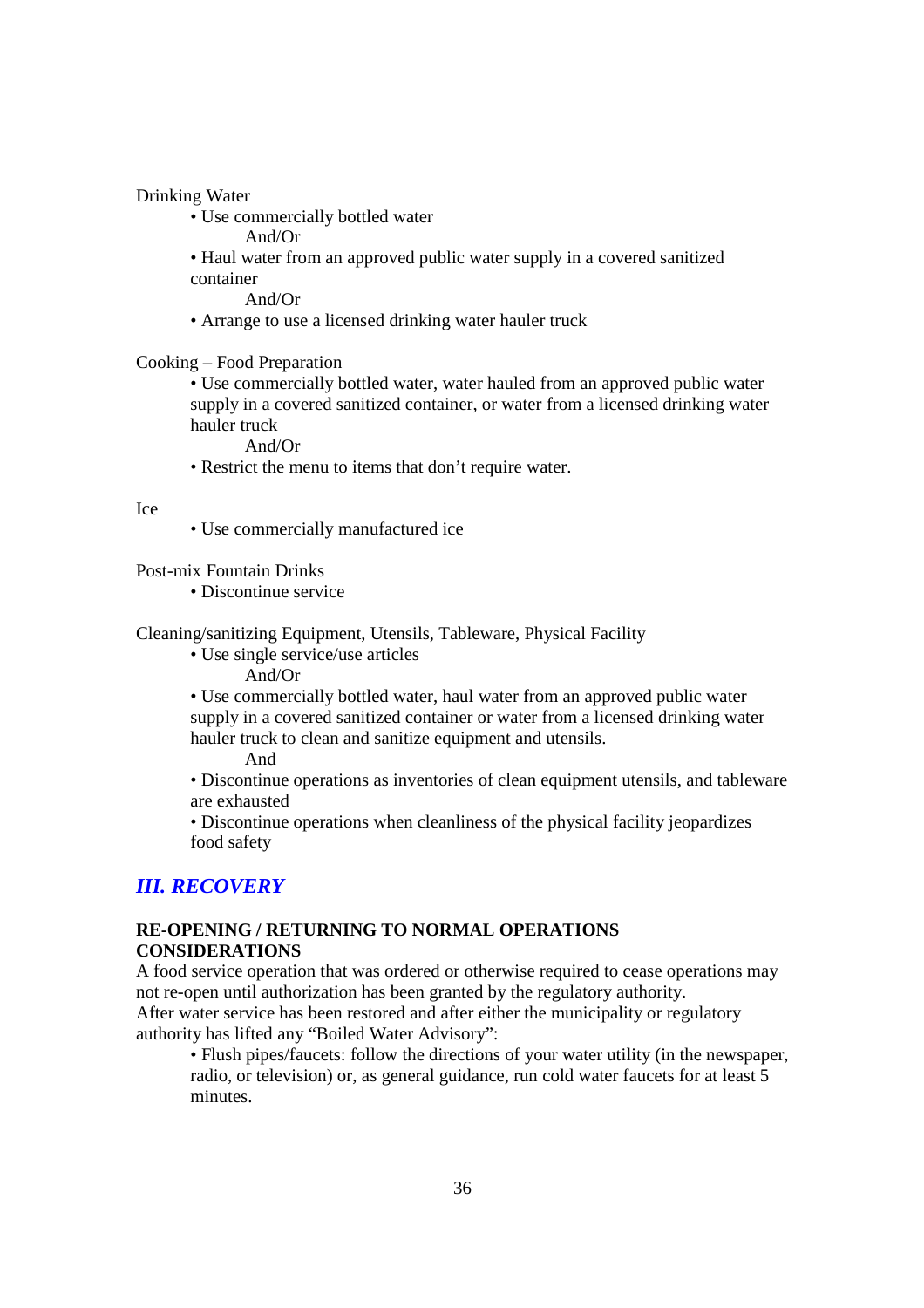Drinking Water

- Use commercially bottled water

  And/Or

- Haul water from an approved public water supply in a covered sanitized container

  And/Or

- Arrange to use a licensed drinking water hauler truck

Cooking – Food Preparation

- Use commercially bottled water, water hauled from an approved public water supply in a covered sanitized container, or water from a licensed drinking water hauler truck

  And/Or

- Restrict the menu to items that don't require water.

Ice

- Use commercially manufactured ice

Post-mix Fountain Drinks

- Discontinue service

Cleaning/sanitizing Equipment, Utensils, Tableware, Physical Facility

- Use single service/use articles

  And/Or

- Use commercially bottled water, haul water from an approved public water supply in a covered sanitized container or water from a licensed drinking water hauler truck to clean and sanitize equipment and utensils.

  And

- Discontinue operations as inventories of clean equipment utensils, and tableware are exhausted
- Discontinue operations when cleanliness of the physical facility jeopardizes food safety

## *III. RECOVERY*

### RE-OPENING / RETURNING TO NORMAL OPERATIONS CONSIDERATIONS

A food service operation that was ordered or otherwise required to cease operations may not re-open until authorization has been granted by the regulatory authority.
After water service has been restored and after either the municipality or regulatory authority has lifted any "Boiled Water Advisory":

- Flush pipes/faucets: follow the directions of your water utility (in the newspaper, radio, or television) or, as general guidance, run cold water faucets for at least 5 minutes.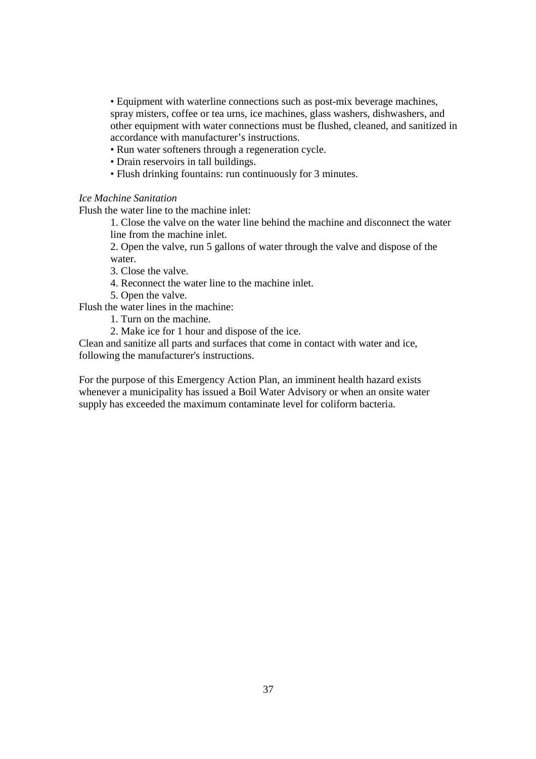- Equipment with waterline connections such as post-mix beverage machines, spray misters, coffee or tea urns, ice machines, glass washers, dishwashers, and other equipment with water connections must be flushed, cleaned, and sanitized in accordance with manufacturer's instructions.
- Run water softeners through a regeneration cycle.
- Drain reservoirs in tall buildings.
- Flush drinking fountains: run continuously for 3 minutes.

*Ice Machine Sanitation*

Flush the water line to the machine inlet:

1. Close the valve on the water line behind the machine and disconnect the water line from the machine inlet.
2. Open the valve, run 5 gallons of water through the valve and dispose of the water.
3. Close the valve.
4. Reconnect the water line to the machine inlet.
5. Open the valve.

Flush the water lines in the machine:

1. Turn on the machine.
2. Make ice for 1 hour and dispose of the ice.

Clean and sanitize all parts and surfaces that come in contact with water and ice, following the manufacturer's instructions.

For the purpose of this Emergency Action Plan, an imminent health hazard exists whenever a municipality has issued a Boil Water Advisory or when an onsite water supply has exceeded the maximum contaminate level for coliform bacteria.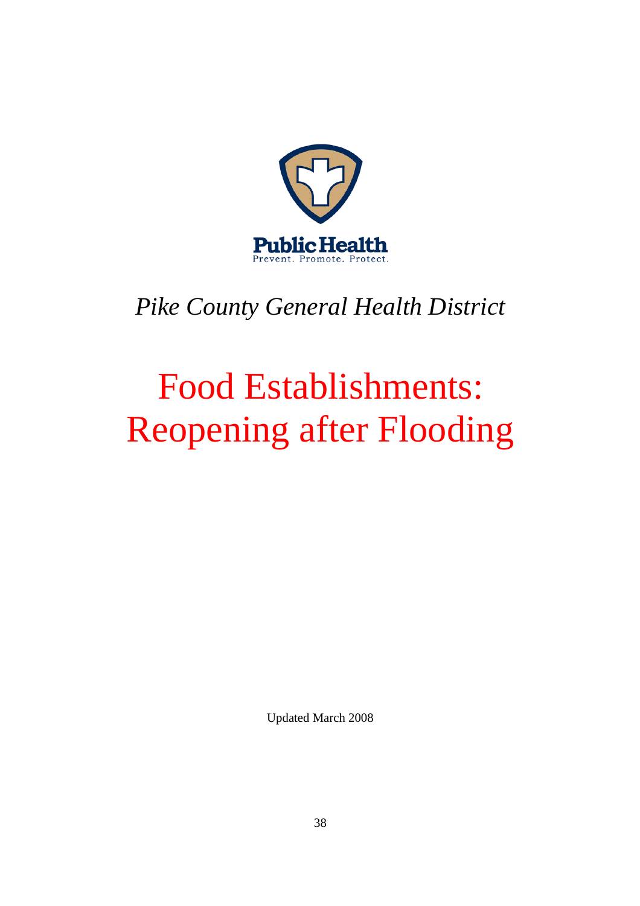Public Health
Prevent. Promote. Protect.

*Pike County General Health District*

# Food Establishments: Reopening after Flooding

Updated March 2008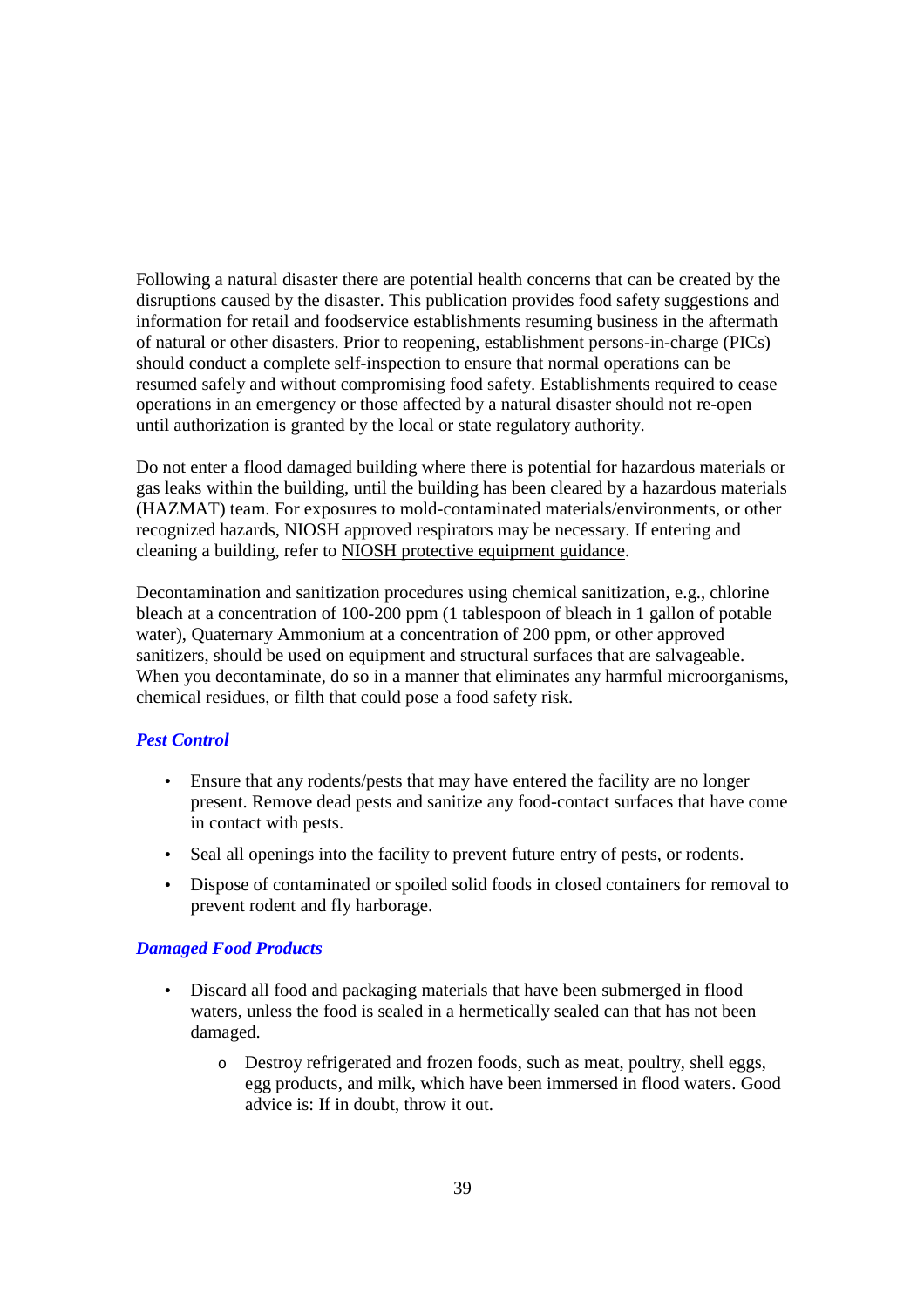Following a natural disaster there are potential health concerns that can be created by the disruptions caused by the disaster. This publication provides food safety suggestions and information for retail and foodservice establishments resuming business in the aftermath of natural or other disasters. Prior to reopening, establishment persons-in-charge (PICs) should conduct a complete self-inspection to ensure that normal operations can be resumed safely and without compromising food safety. Establishments required to cease operations in an emergency or those affected by a natural disaster should not re-open until authorization is granted by the local or state regulatory authority.

Do not enter a flood damaged building where there is potential for hazardous materials or gas leaks within the building, until the building has been cleared by a hazardous materials (HAZMAT) team. For exposures to mold-contaminated materials/environments, or other recognized hazards, NIOSH approved respirators may be necessary. If entering and cleaning a building, refer to NIOSH protective equipment guidance.

Decontamination and sanitization procedures using chemical sanitization, e.g., chlorine bleach at a concentration of 100-200 ppm (1 tablespoon of bleach in 1 gallon of potable water), Quaternary Ammonium at a concentration of 200 ppm, or other approved sanitizers, should be used on equipment and structural surfaces that are salvageable. When you decontaminate, do so in a manner that eliminates any harmful microorganisms, chemical residues, or filth that could pose a food safety risk.

### *Pest Control*

- Ensure that any rodents/pests that may have entered the facility are no longer present. Remove dead pests and sanitize any food-contact surfaces that have come in contact with pests.
- Seal all openings into the facility to prevent future entry of pests, or rodents.
- Dispose of contaminated or spoiled solid foods in closed containers for removal to prevent rodent and fly harborage.

### *Damaged Food Products*

- Discard all food and packaging materials that have been submerged in flood waters, unless the food is sealed in a hermetically sealed can that has not been damaged.
    - Destroy refrigerated and frozen foods, such as meat, poultry, shell eggs, egg products, and milk, which have been immersed in flood waters. Good advice is: If in doubt, throw it out.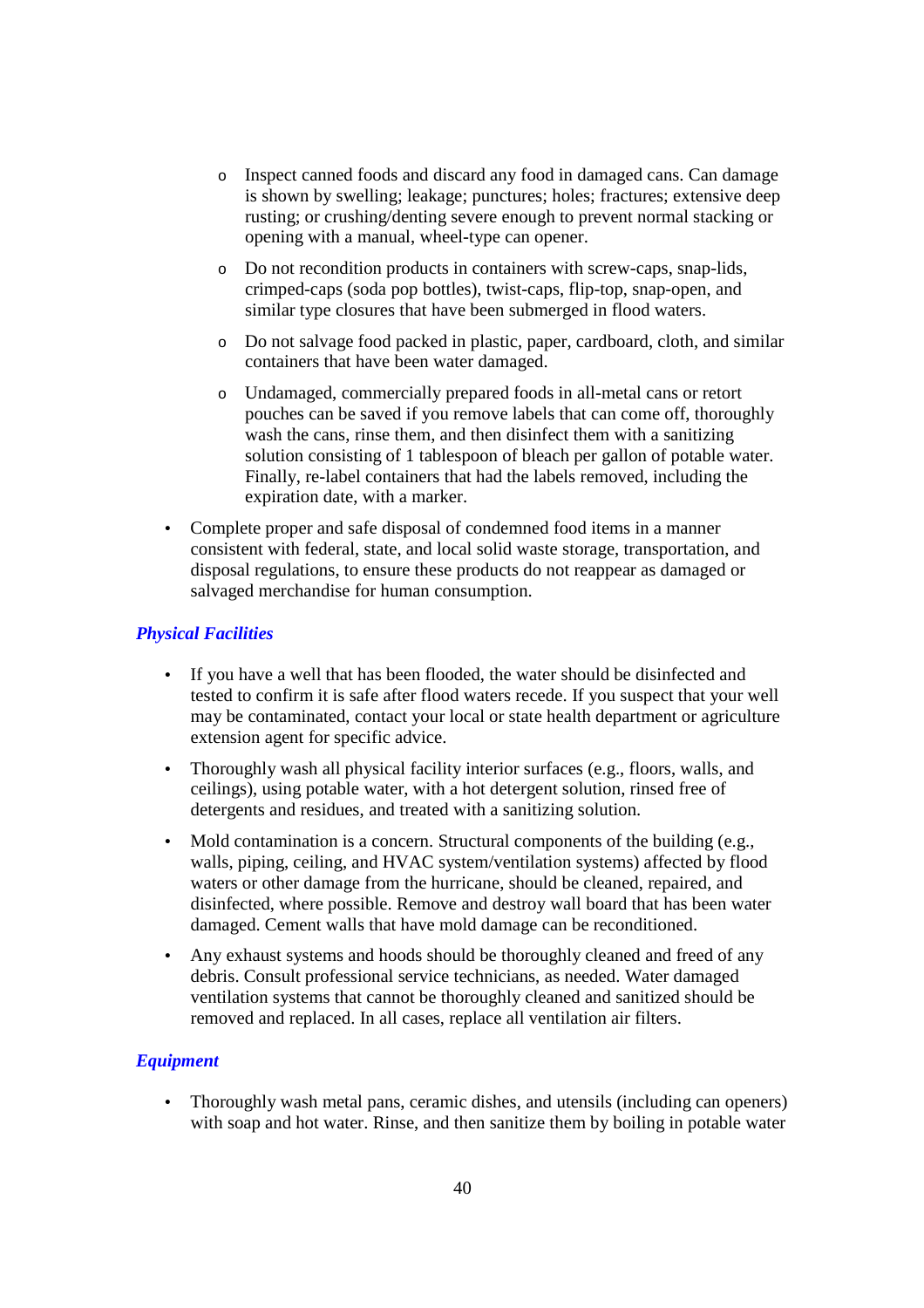- Inspect canned foods and discard any food in damaged cans. Can damage is shown by swelling; leakage; punctures; holes; fractures; extensive deep rusting; or crushing/denting severe enough to prevent normal stacking or opening with a manual, wheel-type can opener.
    - Do not recondition products in containers with screw-caps, snap-lids, crimped-caps (soda pop bottles), twist-caps, flip-top, snap-open, and similar type closures that have been submerged in flood waters.
    - Do not salvage food packed in plastic, paper, cardboard, cloth, and similar containers that have been water damaged.
    - Undamaged, commercially prepared foods in all-metal cans or retort pouches can be saved if you remove labels that can come off, thoroughly wash the cans, rinse them, and then disinfect them with a sanitizing solution consisting of 1 tablespoon of bleach per gallon of potable water. Finally, re-label containers that had the labels removed, including the expiration date, with a marker.

- Complete proper and safe disposal of condemned food items in a manner consistent with federal, state, and local solid waste storage, transportation, and disposal regulations, to ensure these products do not reappear as damaged or salvaged merchandise for human consumption.

### *Physical Facilities*

- If you have a well that has been flooded, the water should be disinfected and tested to confirm it is safe after flood waters recede. If you suspect that your well may be contaminated, contact your local or state health department or agriculture extension agent for specific advice.
- Thoroughly wash all physical facility interior surfaces (e.g., floors, walls, and ceilings), using potable water, with a hot detergent solution, rinsed free of detergents and residues, and treated with a sanitizing solution.
- Mold contamination is a concern. Structural components of the building (e.g., walls, piping, ceiling, and HVAC system/ventilation systems) affected by flood waters or other damage from the hurricane, should be cleaned, repaired, and disinfected, where possible. Remove and destroy wall board that has been water damaged. Cement walls that have mold damage can be reconditioned.
- Any exhaust systems and hoods should be thoroughly cleaned and freed of any debris. Consult professional service technicians, as needed. Water damaged ventilation systems that cannot be thoroughly cleaned and sanitized should be removed and replaced. In all cases, replace all ventilation air filters.

### *Equipment*

- Thoroughly wash metal pans, ceramic dishes, and utensils (including can openers) with soap and hot water. Rinse, and then sanitize them by boiling in potable water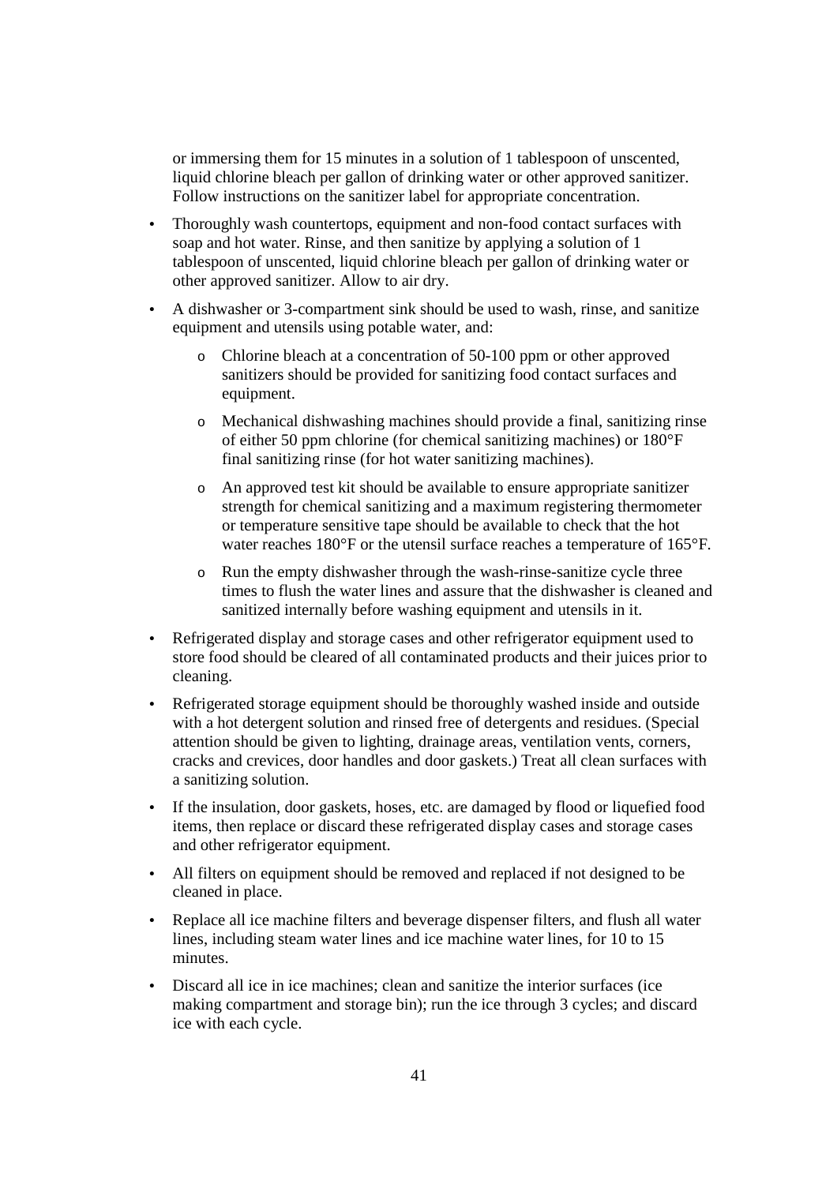or immersing them for 15 minutes in a solution of 1 tablespoon of unscented, liquid chlorine bleach per gallon of drinking water or other approved sanitizer. Follow instructions on the sanitizer label for appropriate concentration.

- Thoroughly wash countertops, equipment and non-food contact surfaces with soap and hot water. Rinse, and then sanitize by applying a solution of 1 tablespoon of unscented, liquid chlorine bleach per gallon of drinking water or other approved sanitizer. Allow to air dry.
- A dishwasher or 3-compartment sink should be used to wash, rinse, and sanitize equipment and utensils using potable water, and:
  - Chlorine bleach at a concentration of 50-100 ppm or other approved sanitizers should be provided for sanitizing food contact surfaces and equipment.
  - Mechanical dishwashing machines should provide a final, sanitizing rinse of either 50 ppm chlorine (for chemical sanitizing machines) or 180°F final sanitizing rinse (for hot water sanitizing machines).
  - An approved test kit should be available to ensure appropriate sanitizer strength for chemical sanitizing and a maximum registering thermometer or temperature sensitive tape should be available to check that the hot water reaches 180°F or the utensil surface reaches a temperature of 165°F.
  - Run the empty dishwasher through the wash-rinse-sanitize cycle three times to flush the water lines and assure that the dishwasher is cleaned and sanitized internally before washing equipment and utensils in it.
- Refrigerated display and storage cases and other refrigerator equipment used to store food should be cleared of all contaminated products and their juices prior to cleaning.
- Refrigerated storage equipment should be thoroughly washed inside and outside with a hot detergent solution and rinsed free of detergents and residues. (Special attention should be given to lighting, drainage areas, ventilation vents, corners, cracks and crevices, door handles and door gaskets.) Treat all clean surfaces with a sanitizing solution.
- If the insulation, door gaskets, hoses, etc. are damaged by flood or liquefied food items, then replace or discard these refrigerated display cases and storage cases and other refrigerator equipment.
- All filters on equipment should be removed and replaced if not designed to be cleaned in place.
- Replace all ice machine filters and beverage dispenser filters, and flush all water lines, including steam water lines and ice machine water lines, for 10 to 15 minutes.
- Discard all ice in ice machines; clean and sanitize the interior surfaces (ice making compartment and storage bin); run the ice through 3 cycles; and discard ice with each cycle.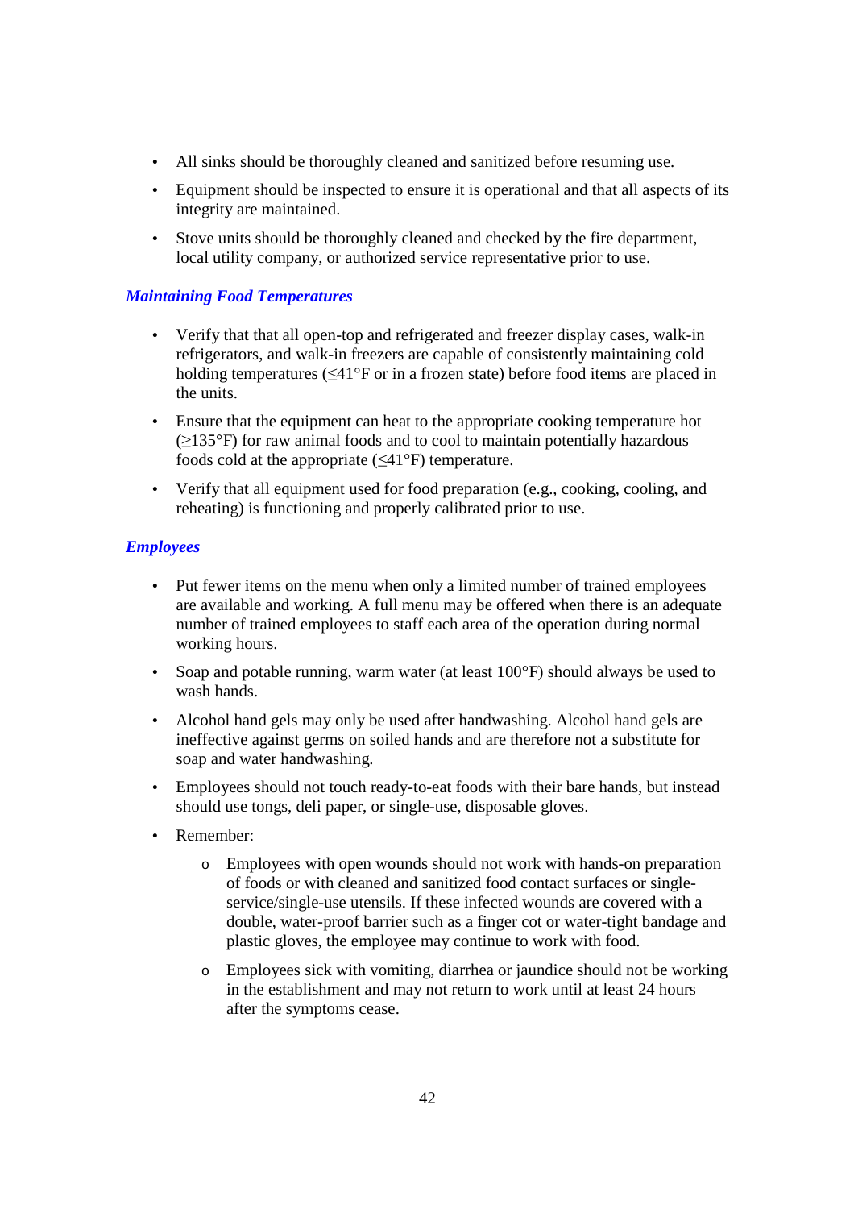- All sinks should be thoroughly cleaned and sanitized before resuming use.
- Equipment should be inspected to ensure it is operational and that all aspects of its integrity are maintained.
- Stove units should be thoroughly cleaned and checked by the fire department, local utility company, or authorized service representative prior to use.

### *Maintaining Food Temperatures*

- Verify that that all open-top and refrigerated and freezer display cases, walk-in refrigerators, and walk-in freezers are capable of consistently maintaining cold holding temperatures (≤41°F or in a frozen state) before food items are placed in the units.
- Ensure that the equipment can heat to the appropriate cooking temperature hot (≥135°F) for raw animal foods and to cool to maintain potentially hazardous foods cold at the appropriate (≤41°F) temperature.
- Verify that all equipment used for food preparation (e.g., cooking, cooling, and reheating) is functioning and properly calibrated prior to use.

### *Employees*

- Put fewer items on the menu when only a limited number of trained employees are available and working. A full menu may be offered when there is an adequate number of trained employees to staff each area of the operation during normal working hours.
- Soap and potable running, warm water (at least 100°F) should always be used to wash hands.
- Alcohol hand gels may only be used after handwashing. Alcohol hand gels are ineffective against germs on soiled hands and are therefore not a substitute for soap and water handwashing.
- Employees should not touch ready-to-eat foods with their bare hands, but instead should use tongs, deli paper, or single-use, disposable gloves.
- Remember:
  - Employees with open wounds should not work with hands-on preparation of foods or with cleaned and sanitized food contact surfaces or single-service/single-use utensils. If these infected wounds are covered with a double, water-proof barrier such as a finger cot or water-tight bandage and plastic gloves, the employee may continue to work with food.
  - Employees sick with vomiting, diarrhea or jaundice should not be working in the establishment and may not return to work until at least 24 hours after the symptoms cease.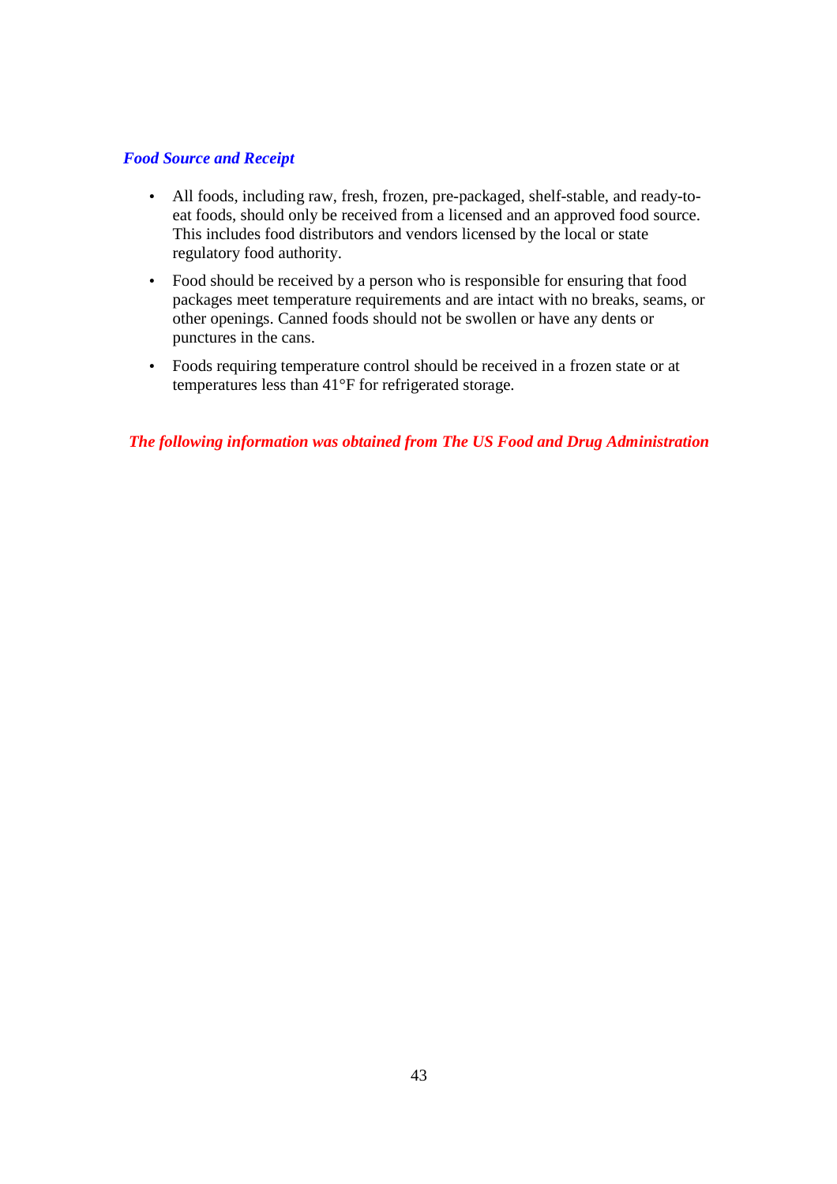***Food Source and Receipt***

- All foods, including raw, fresh, frozen, pre-packaged, shelf-stable, and ready-to-eat foods, should only be received from a licensed and an approved food source. This includes food distributors and vendors licensed by the local or state regulatory food authority.
- Food should be received by a person who is responsible for ensuring that food packages meet temperature requirements and are intact with no breaks, seams, or other openings. Canned foods should not be swollen or have any dents or punctures in the cans.
- Foods requiring temperature control should be received in a frozen state or at temperatures less than 41°F for refrigerated storage.

***The following information was obtained from The US Food and Drug Administration***